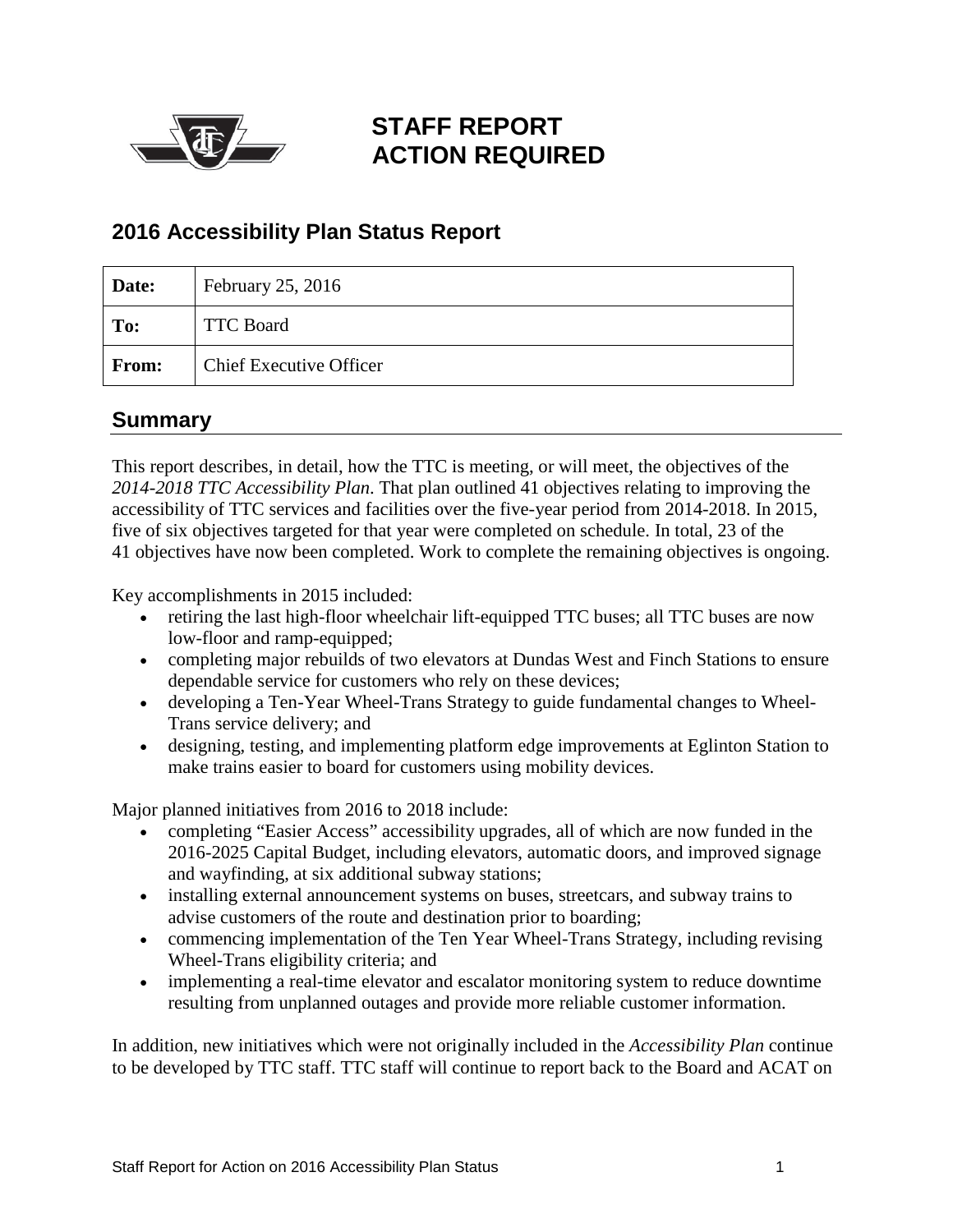# STAFF REPORT
# ACTION REQUIRED

## 2016 Accessibility Plan Status Report

| Date: | February 25, 2016 |
|---|---|
| To: | TTC Board |
| From: | Chief Executive Officer |

## Summary

This report describes, in detail, how the TTC is meeting, or will meet, the objectives of the *2014-2018 TTC Accessibility Plan*. That plan outlined 41 objectives relating to improving the accessibility of TTC services and facilities over the five-year period from 2014-2018. In 2015, five of six objectives targeted for that year were completed on schedule. In total, 23 of the 41 objectives have now been completed. Work to complete the remaining objectives is ongoing.

Key accomplishments in 2015 included:

- retiring the last high-floor wheelchair lift-equipped TTC buses; all TTC buses are now low-floor and ramp-equipped;
- completing major rebuilds of two elevators at Dundas West and Finch Stations to ensure dependable service for customers who rely on these devices;
- developing a Ten-Year Wheel-Trans Strategy to guide fundamental changes to Wheel-Trans service delivery; and
- designing, testing, and implementing platform edge improvements at Eglinton Station to make trains easier to board for customers using mobility devices.

Major planned initiatives from 2016 to 2018 include:

- completing "Easier Access" accessibility upgrades, all of which are now funded in the 2016-2025 Capital Budget, including elevators, automatic doors, and improved signage and wayfinding, at six additional subway stations;
- installing external announcement systems on buses, streetcars, and subway trains to advise customers of the route and destination prior to boarding;
- commencing implementation of the Ten Year Wheel-Trans Strategy, including revising Wheel-Trans eligibility criteria; and
- implementing a real-time elevator and escalator monitoring system to reduce downtime resulting from unplanned outages and provide more reliable customer information.

In addition, new initiatives which were not originally included in the *Accessibility Plan* continue to be developed by TTC staff. TTC staff will continue to report back to the Board and ACAT on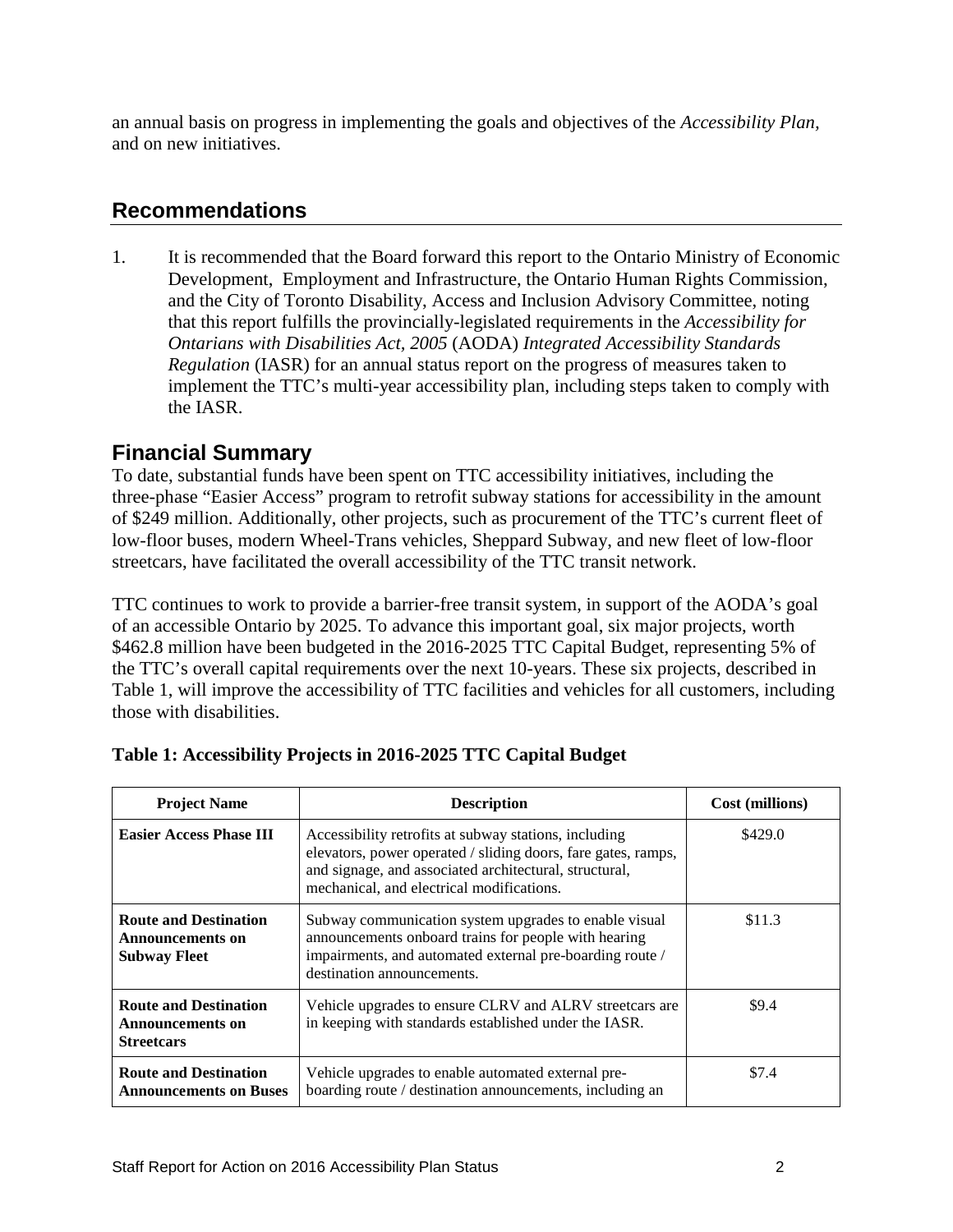an annual basis on progress in implementing the goals and objectives of the *Accessibility Plan*, and on new initiatives.

## Recommendations

1. It is recommended that the Board forward this report to the Ontario Ministry of Economic Development, Employment and Infrastructure, the Ontario Human Rights Commission, and the City of Toronto Disability, Access and Inclusion Advisory Committee, noting that this report fulfills the provincially-legislated requirements in the *Accessibility for Ontarians with Disabilities Act, 2005* (AODA) *Integrated Accessibility Standards Regulation* (IASR) for an annual status report on the progress of measures taken to implement the TTC's multi-year accessibility plan, including steps taken to comply with the IASR.

## Financial Summary

To date, substantial funds have been spent on TTC accessibility initiatives, including the three-phase "Easier Access" program to retrofit subway stations for accessibility in the amount of $249 million. Additionally, other projects, such as procurement of the TTC's current fleet of low-floor buses, modern Wheel-Trans vehicles, Sheppard Subway, and new fleet of low-floor streetcars, have facilitated the overall accessibility of the TTC transit network.

TTC continues to work to provide a barrier-free transit system, in support of the AODA's goal of an accessible Ontario by 2025. To advance this important goal, six major projects, worth $462.8 million have been budgeted in the 2016-2025 TTC Capital Budget, representing 5% of the TTC's overall capital requirements over the next 10-years. These six projects, described in Table 1, will improve the accessibility of TTC facilities and vehicles for all customers, including those with disabilities.

**Table 1: Accessibility Projects in 2016-2025 TTC Capital Budget**

| Project Name | Description | Cost (millions) |
|---|---|---|
| **Easier Access Phase III** | Accessibility retrofits at subway stations, including elevators, power operated / sliding doors, fare gates, ramps, and signage, and associated architectural, structural, mechanical, and electrical modifications. | $429.0 |
| **Route and Destination Announcements on Subway Fleet** | Subway communication system upgrades to enable visual announcements onboard trains for people with hearing impairments, and automated external pre-boarding route / destination announcements. | $11.3 |
| **Route and Destination Announcements on Streetcars** | Vehicle upgrades to ensure CLRV and ALRV streetcars are in keeping with standards established under the IASR. | $9.4 |
| **Route and Destination Announcements on Buses** | Vehicle upgrades to enable automated external pre-boarding route / destination announcements, including an | $7.4 |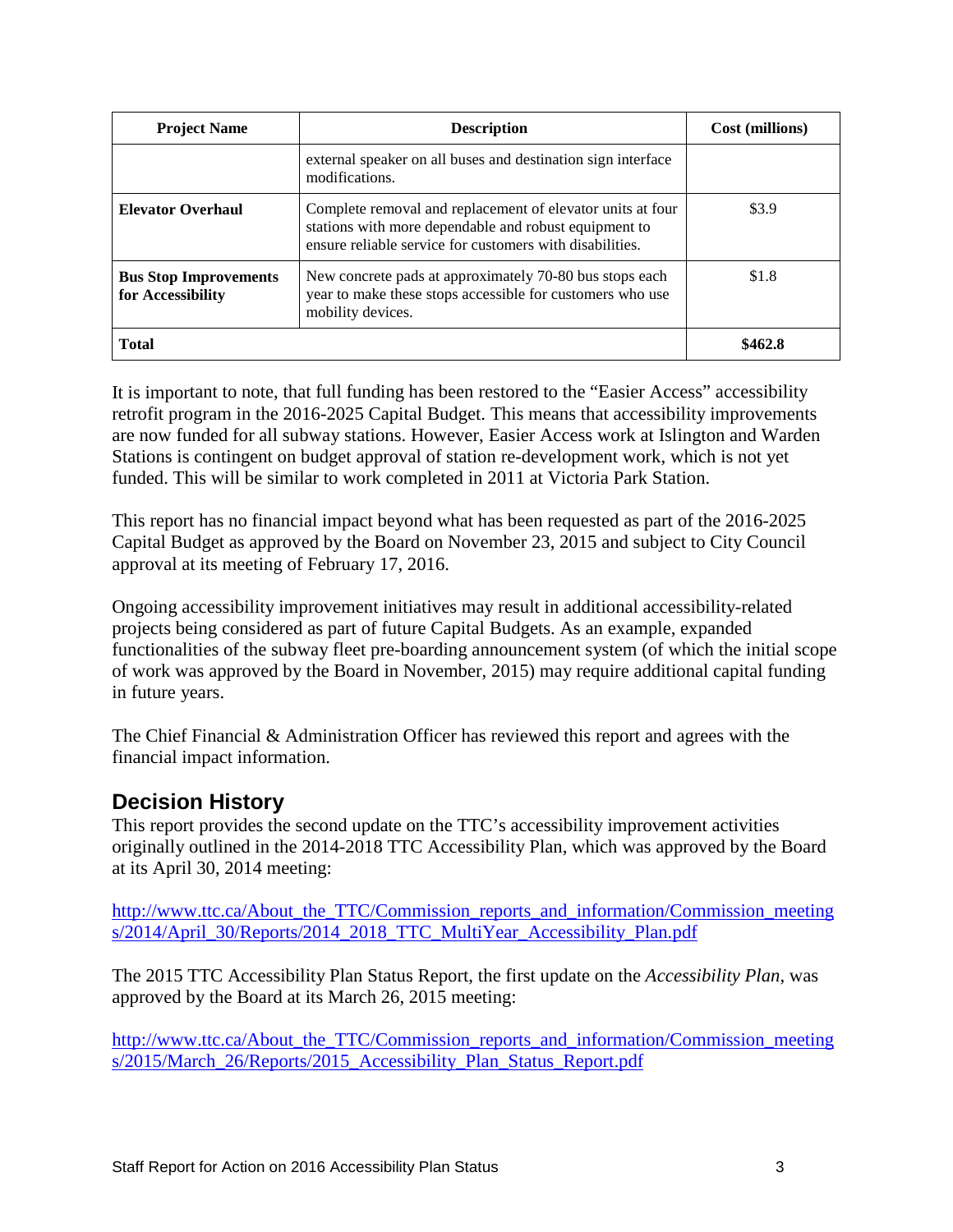| Project Name | Description | Cost (millions) |
|---|---|---|
| | external speaker on all buses and destination sign interface modifications. | |
| **Elevator Overhaul** | Complete removal and replacement of elevator units at four stations with more dependable and robust equipment to ensure reliable service for customers with disabilities. | $3.9 |
| **Bus Stop Improvements for Accessibility** | New concrete pads at approximately 70-80 bus stops each year to make these stops accessible for customers who use mobility devices. | $1.8 |
| **Total** | | **$462.8** |

It is important to note, that full funding has been restored to the "Easier Access" accessibility retrofit program in the 2016-2025 Capital Budget. This means that accessibility improvements are now funded for all subway stations. However, Easier Access work at Islington and Warden Stations is contingent on budget approval of station re-development work, which is not yet funded. This will be similar to work completed in 2011 at Victoria Park Station.

This report has no financial impact beyond what has been requested as part of the 2016-2025 Capital Budget as approved by the Board on November 23, 2015 and subject to City Council approval at its meeting of February 17, 2016.

Ongoing accessibility improvement initiatives may result in additional accessibility-related projects being considered as part of future Capital Budgets. As an example, expanded functionalities of the subway fleet pre-boarding announcement system (of which the initial scope of work was approved by the Board in November, 2015) may require additional capital funding in future years.

The Chief Financial & Administration Officer has reviewed this report and agrees with the financial impact information.

## Decision History

This report provides the second update on the TTC's accessibility improvement activities originally outlined in the 2014-2018 TTC Accessibility Plan, which was approved by the Board at its April 30, 2014 meeting:

http://www.ttc.ca/About_the_TTC/Commission_reports_and_information/Commission_meetings/2014/April_30/Reports/2014_2018_TTC_MultiYear_Accessibility_Plan.pdf

The 2015 TTC Accessibility Plan Status Report, the first update on the *Accessibility Plan*, was approved by the Board at its March 26, 2015 meeting:

http://www.ttc.ca/About_the_TTC/Commission_reports_and_information/Commission_meetings/2015/March_26/Reports/2015_Accessibility_Plan_Status_Report.pdf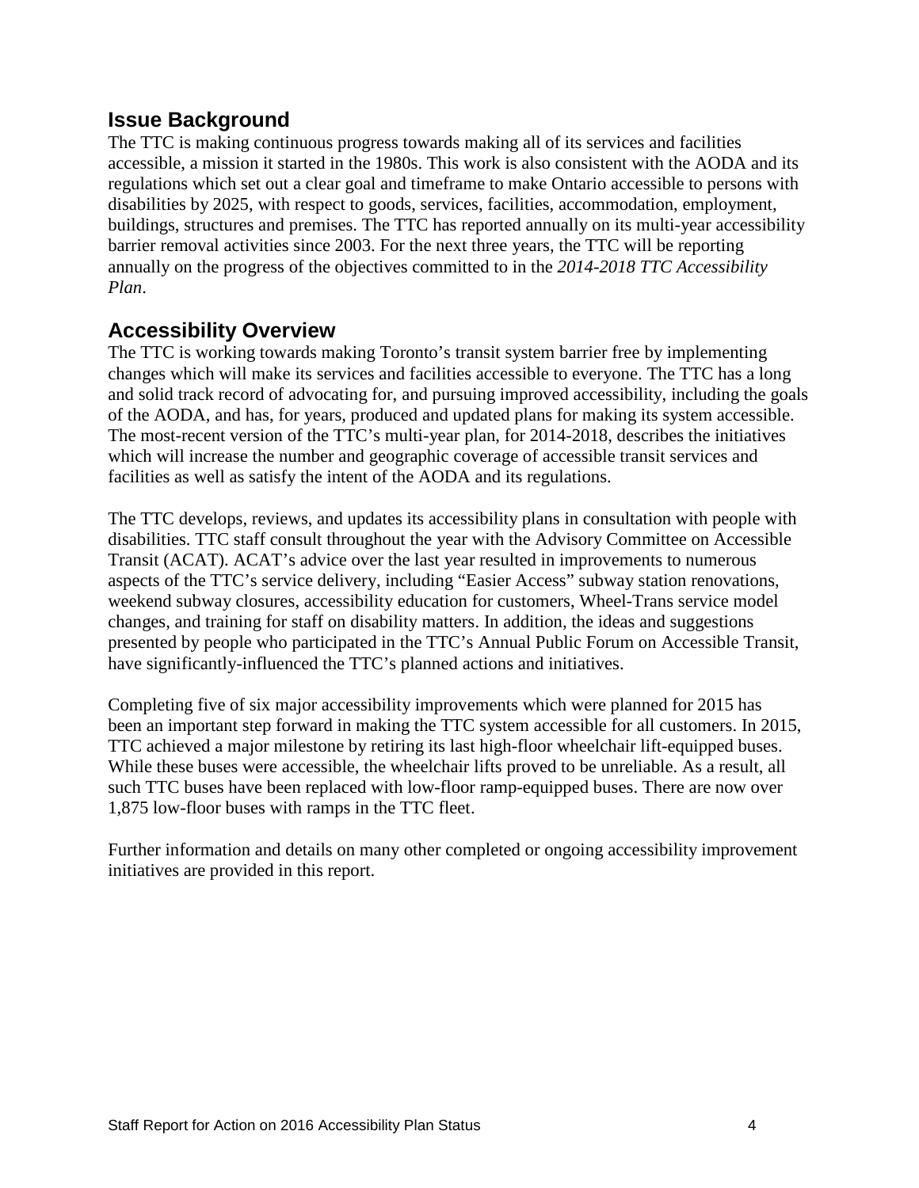## Issue Background

The TTC is making continuous progress towards making all of its services and facilities accessible, a mission it started in the 1980s. This work is also consistent with the AODA and its regulations which set out a clear goal and timeframe to make Ontario accessible to persons with disabilities by 2025, with respect to goods, services, facilities, accommodation, employment, buildings, structures and premises. The TTC has reported annually on its multi-year accessibility barrier removal activities since 2003. For the next three years, the TTC will be reporting annually on the progress of the objectives committed to in the *2014-2018 TTC Accessibility Plan*.

## Accessibility Overview

The TTC is working towards making Toronto's transit system barrier free by implementing changes which will make its services and facilities accessible to everyone. The TTC has a long and solid track record of advocating for, and pursuing improved accessibility, including the goals of the AODA, and has, for years, produced and updated plans for making its system accessible. The most-recent version of the TTC's multi-year plan, for 2014-2018, describes the initiatives which will increase the number and geographic coverage of accessible transit services and facilities as well as satisfy the intent of the AODA and its regulations.

The TTC develops, reviews, and updates its accessibility plans in consultation with people with disabilities. TTC staff consult throughout the year with the Advisory Committee on Accessible Transit (ACAT). ACAT's advice over the last year resulted in improvements to numerous aspects of the TTC's service delivery, including "Easier Access" subway station renovations, weekend subway closures, accessibility education for customers, Wheel-Trans service model changes, and training for staff on disability matters. In addition, the ideas and suggestions presented by people who participated in the TTC's Annual Public Forum on Accessible Transit, have significantly-influenced the TTC's planned actions and initiatives.

Completing five of six major accessibility improvements which were planned for 2015 has been an important step forward in making the TTC system accessible for all customers. In 2015, TTC achieved a major milestone by retiring its last high-floor wheelchair lift-equipped buses. While these buses were accessible, the wheelchair lifts proved to be unreliable. As a result, all such TTC buses have been replaced with low-floor ramp-equipped buses. There are now over 1,875 low-floor buses with ramps in the TTC fleet.

Further information and details on many other completed or ongoing accessibility improvement initiatives are provided in this report.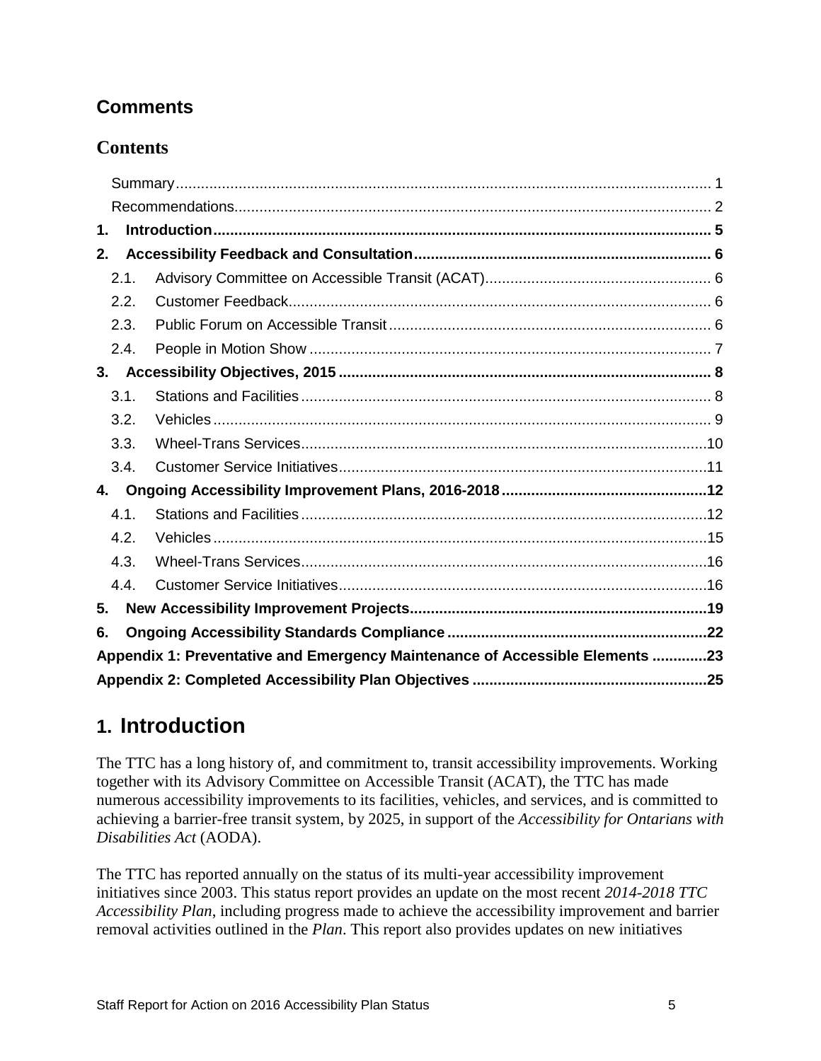## Comments

### Contents

- Summary 1
- Recommendations 2
- **1. Introduction 5**
- **2. Accessibility Feedback and Consultation 6**
  - 2.1. Advisory Committee on Accessible Transit (ACAT) 6
  - 2.2. Customer Feedback 6
  - 2.3. Public Forum on Accessible Transit 6
  - 2.4. People in Motion Show 7
- **3. Accessibility Objectives, 2015 8**
  - 3.1. Stations and Facilities 8
  - 3.2. Vehicles 9
  - 3.3. Wheel-Trans Services 10
  - 3.4. Customer Service Initiatives 11
- **4. Ongoing Accessibility Improvement Plans, 2016-2018 12**
  - 4.1. Stations and Facilities 12
  - 4.2. Vehicles 15
  - 4.3. Wheel-Trans Services 16
  - 4.4. Customer Service Initiatives 16
- **5. New Accessibility Improvement Projects 19**
- **6. Ongoing Accessibility Standards Compliance 22**
- **Appendix 1: Preventative and Emergency Maintenance of Accessible Elements 23**
- **Appendix 2: Completed Accessibility Plan Objectives 25**

# 1. Introduction

The TTC has a long history of, and commitment to, transit accessibility improvements. Working together with its Advisory Committee on Accessible Transit (ACAT), the TTC has made numerous accessibility improvements to its facilities, vehicles, and services, and is committed to achieving a barrier-free transit system, by 2025, in support of the *Accessibility for Ontarians with Disabilities Act* (AODA).

The TTC has reported annually on the status of its multi-year accessibility improvement initiatives since 2003. This status report provides an update on the most recent *2014-2018 TTC Accessibility Plan*, including progress made to achieve the accessibility improvement and barrier removal activities outlined in the *Plan*. This report also provides updates on new initiatives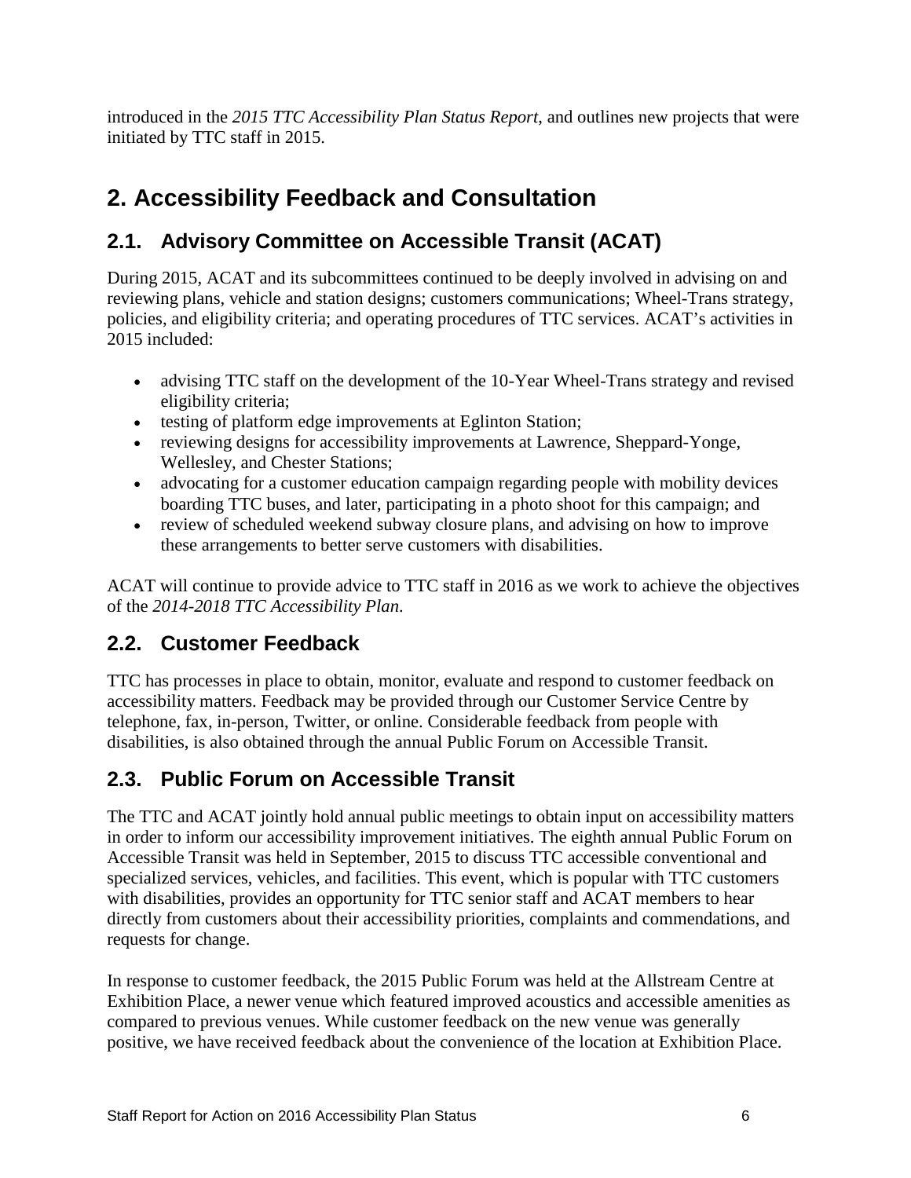introduced in the *2015 TTC Accessibility Plan Status Report*, and outlines new projects that were initiated by TTC staff in 2015.

# 2. Accessibility Feedback and Consultation

## 2.1. Advisory Committee on Accessible Transit (ACAT)

During 2015, ACAT and its subcommittees continued to be deeply involved in advising on and reviewing plans, vehicle and station designs; customers communications; Wheel-Trans strategy, policies, and eligibility criteria; and operating procedures of TTC services. ACAT's activities in 2015 included:

- advising TTC staff on the development of the 10-Year Wheel-Trans strategy and revised eligibility criteria;
- testing of platform edge improvements at Eglinton Station;
- reviewing designs for accessibility improvements at Lawrence, Sheppard-Yonge, Wellesley, and Chester Stations;
- advocating for a customer education campaign regarding people with mobility devices boarding TTC buses, and later, participating in a photo shoot for this campaign; and
- review of scheduled weekend subway closure plans, and advising on how to improve these arrangements to better serve customers with disabilities.

ACAT will continue to provide advice to TTC staff in 2016 as we work to achieve the objectives of the *2014-2018 TTC Accessibility Plan*.

## 2.2. Customer Feedback

TTC has processes in place to obtain, monitor, evaluate and respond to customer feedback on accessibility matters. Feedback may be provided through our Customer Service Centre by telephone, fax, in-person, Twitter, or online. Considerable feedback from people with disabilities, is also obtained through the annual Public Forum on Accessible Transit.

## 2.3. Public Forum on Accessible Transit

The TTC and ACAT jointly hold annual public meetings to obtain input on accessibility matters in order to inform our accessibility improvement initiatives. The eighth annual Public Forum on Accessible Transit was held in September, 2015 to discuss TTC accessible conventional and specialized services, vehicles, and facilities. This event, which is popular with TTC customers with disabilities, provides an opportunity for TTC senior staff and ACAT members to hear directly from customers about their accessibility priorities, complaints and commendations, and requests for change.

In response to customer feedback, the 2015 Public Forum was held at the Allstream Centre at Exhibition Place, a newer venue which featured improved acoustics and accessible amenities as compared to previous venues. While customer feedback on the new venue was generally positive, we have received feedback about the convenience of the location at Exhibition Place.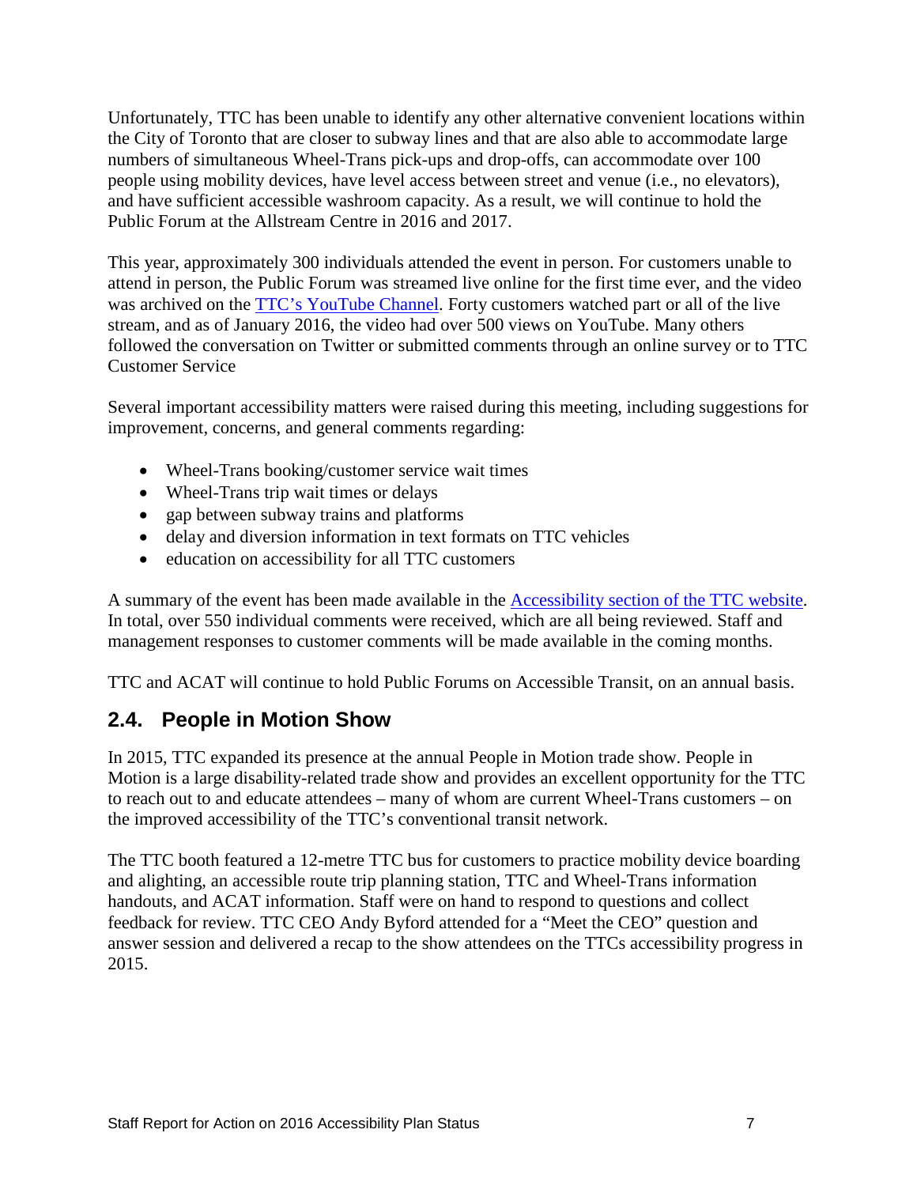Unfortunately, TTC has been unable to identify any other alternative convenient locations within the City of Toronto that are closer to subway lines and that are also able to accommodate large numbers of simultaneous Wheel-Trans pick-ups and drop-offs, can accommodate over 100 people using mobility devices, have level access between street and venue (i.e., no elevators), and have sufficient accessible washroom capacity. As a result, we will continue to hold the Public Forum at the Allstream Centre in 2016 and 2017.

This year, approximately 300 individuals attended the event in person. For customers unable to attend in person, the Public Forum was streamed live online for the first time ever, and the video was archived on the TTC's YouTube Channel. Forty customers watched part or all of the live stream, and as of January 2016, the video had over 500 views on YouTube. Many others followed the conversation on Twitter or submitted comments through an online survey or to TTC Customer Service

Several important accessibility matters were raised during this meeting, including suggestions for improvement, concerns, and general comments regarding:

- Wheel-Trans booking/customer service wait times
- Wheel-Trans trip wait times or delays
- gap between subway trains and platforms
- delay and diversion information in text formats on TTC vehicles
- education on accessibility for all TTC customers

A summary of the event has been made available in the Accessibility section of the TTC website. In total, over 550 individual comments were received, which are all being reviewed. Staff and management responses to customer comments will be made available in the coming months.

TTC and ACAT will continue to hold Public Forums on Accessible Transit, on an annual basis.

## 2.4. People in Motion Show

In 2015, TTC expanded its presence at the annual People in Motion trade show. People in Motion is a large disability-related trade show and provides an excellent opportunity for the TTC to reach out to and educate attendees – many of whom are current Wheel-Trans customers – on the improved accessibility of the TTC's conventional transit network.

The TTC booth featured a 12-metre TTC bus for customers to practice mobility device boarding and alighting, an accessible route trip planning station, TTC and Wheel-Trans information handouts, and ACAT information. Staff were on hand to respond to questions and collect feedback for review. TTC CEO Andy Byford attended for a "Meet the CEO" question and answer session and delivered a recap to the show attendees on the TTCs accessibility progress in 2015.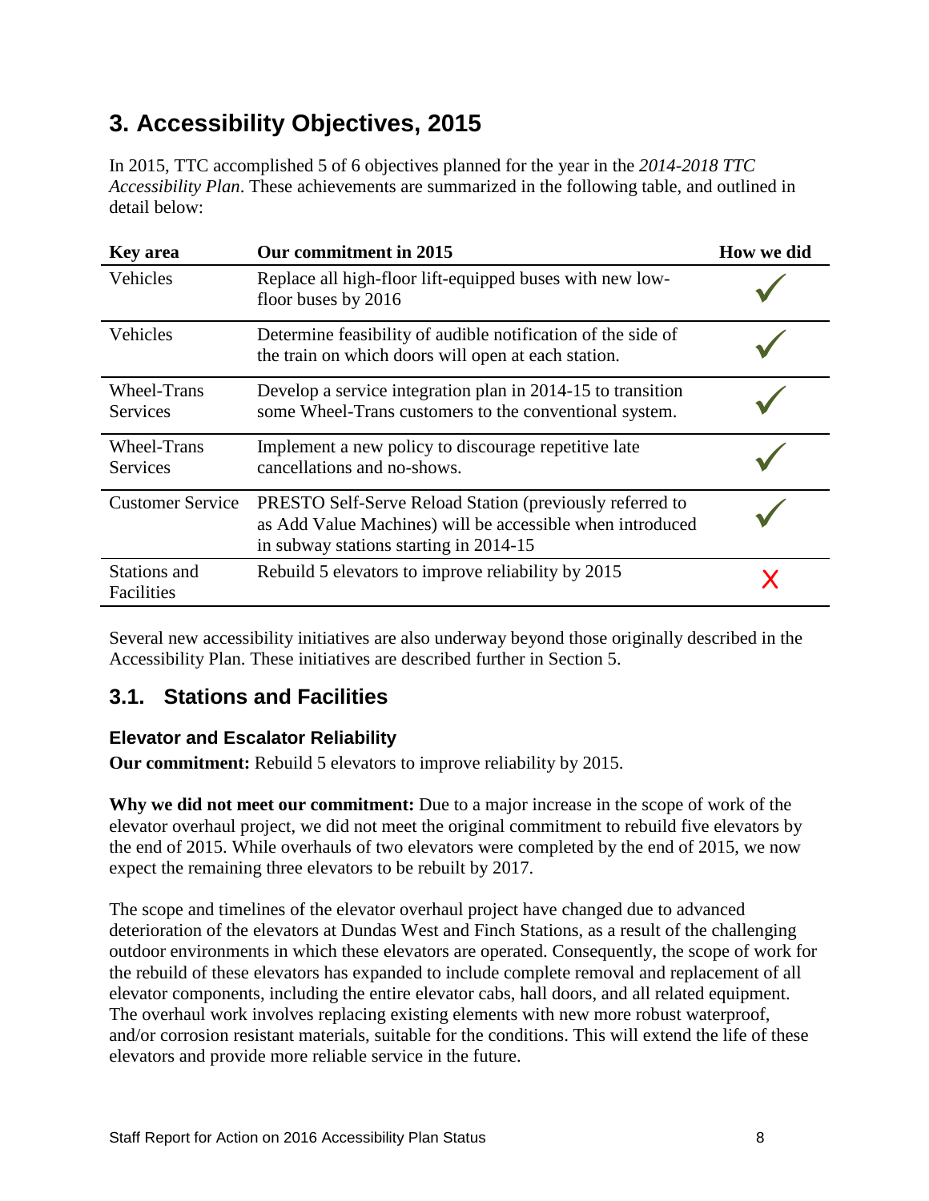# 3. Accessibility Objectives, 2015

In 2015, TTC accomplished 5 of 6 objectives planned for the year in the *2014-2018 TTC Accessibility Plan*. These achievements are summarized in the following table, and outlined in detail below:

| Key area | Our commitment in 2015 | How we did |
|---|---|---|
| Vehicles | Replace all high-floor lift-equipped buses with new low-floor buses by 2016 | ✓ |
| Vehicles | Determine feasibility of audible notification of the side of the train on which doors will open at each station. | ✓ |
| Wheel-Trans Services | Develop a service integration plan in 2014-15 to transition some Wheel-Trans customers to the conventional system. | ✓ |
| Wheel-Trans Services | Implement a new policy to discourage repetitive late cancellations and no-shows. | ✓ |
| Customer Service | PRESTO Self-Serve Reload Station (previously referred to as Add Value Machines) will be accessible when introduced in subway stations starting in 2014-15 | ✓ |
| Stations and Facilities | Rebuild 5 elevators to improve reliability by 2015 | X |

Several new accessibility initiatives are also underway beyond those originally described in the Accessibility Plan. These initiatives are described further in Section 5.

## 3.1. Stations and Facilities

### Elevator and Escalator Reliability

**Our commitment:** Rebuild 5 elevators to improve reliability by 2015.

**Why we did not meet our commitment:** Due to a major increase in the scope of work of the elevator overhaul project, we did not meet the original commitment to rebuild five elevators by the end of 2015. While overhauls of two elevators were completed by the end of 2015, we now expect the remaining three elevators to be rebuilt by 2017.

The scope and timelines of the elevator overhaul project have changed due to advanced deterioration of the elevators at Dundas West and Finch Stations, as a result of the challenging outdoor environments in which these elevators are operated. Consequently, the scope of work for the rebuild of these elevators has expanded to include complete removal and replacement of all elevator components, including the entire elevator cabs, hall doors, and all related equipment. The overhaul work involves replacing existing elements with new more robust waterproof, and/or corrosion resistant materials, suitable for the conditions. This will extend the life of these elevators and provide more reliable service in the future.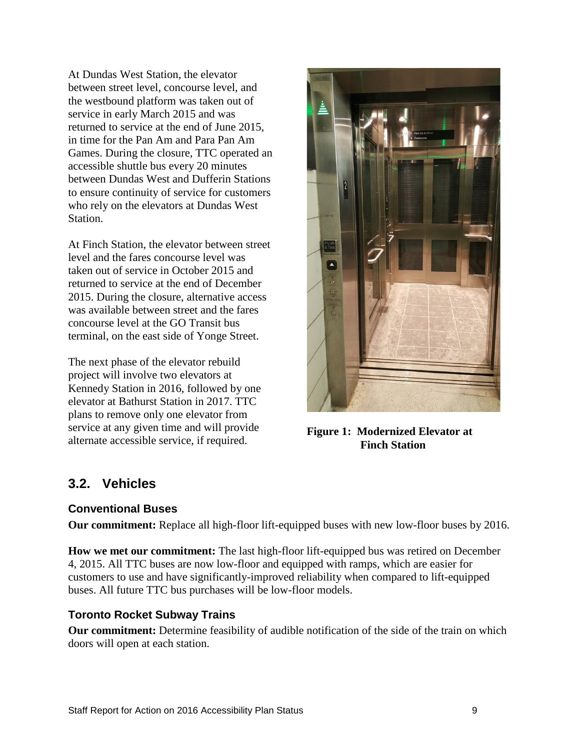At Dundas West Station, the elevator between street level, concourse level, and the westbound platform was taken out of service in early March 2015 and was returned to service at the end of June 2015, in time for the Pan Am and Para Pan Am Games. During the closure, TTC operated an accessible shuttle bus every 20 minutes between Dundas West and Dufferin Stations to ensure continuity of service for customers who rely on the elevators at Dundas West Station.

At Finch Station, the elevator between street level and the fares concourse level was taken out of service in October 2015 and returned to service at the end of December 2015. During the closure, alternative access was available between street and the fares concourse level at the GO Transit bus terminal, on the east side of Yonge Street.

The next phase of the elevator rebuild project will involve two elevators at Kennedy Station in 2016, followed by one elevator at Bathurst Station in 2017. TTC plans to remove only one elevator from service at any given time and will provide alternate accessible service, if required.

**Figure 1: Modernized Elevator at Finch Station**

## 3.2. Vehicles

### Conventional Buses

**Our commitment:** Replace all high-floor lift-equipped buses with new low-floor buses by 2016.

**How we met our commitment:** The last high-floor lift-equipped bus was retired on December 4, 2015. All TTC buses are now low-floor and equipped with ramps, which are easier for customers to use and have significantly-improved reliability when compared to lift-equipped buses. All future TTC bus purchases will be low-floor models.

### Toronto Rocket Subway Trains

**Our commitment:** Determine feasibility of audible notification of the side of the train on which doors will open at each station.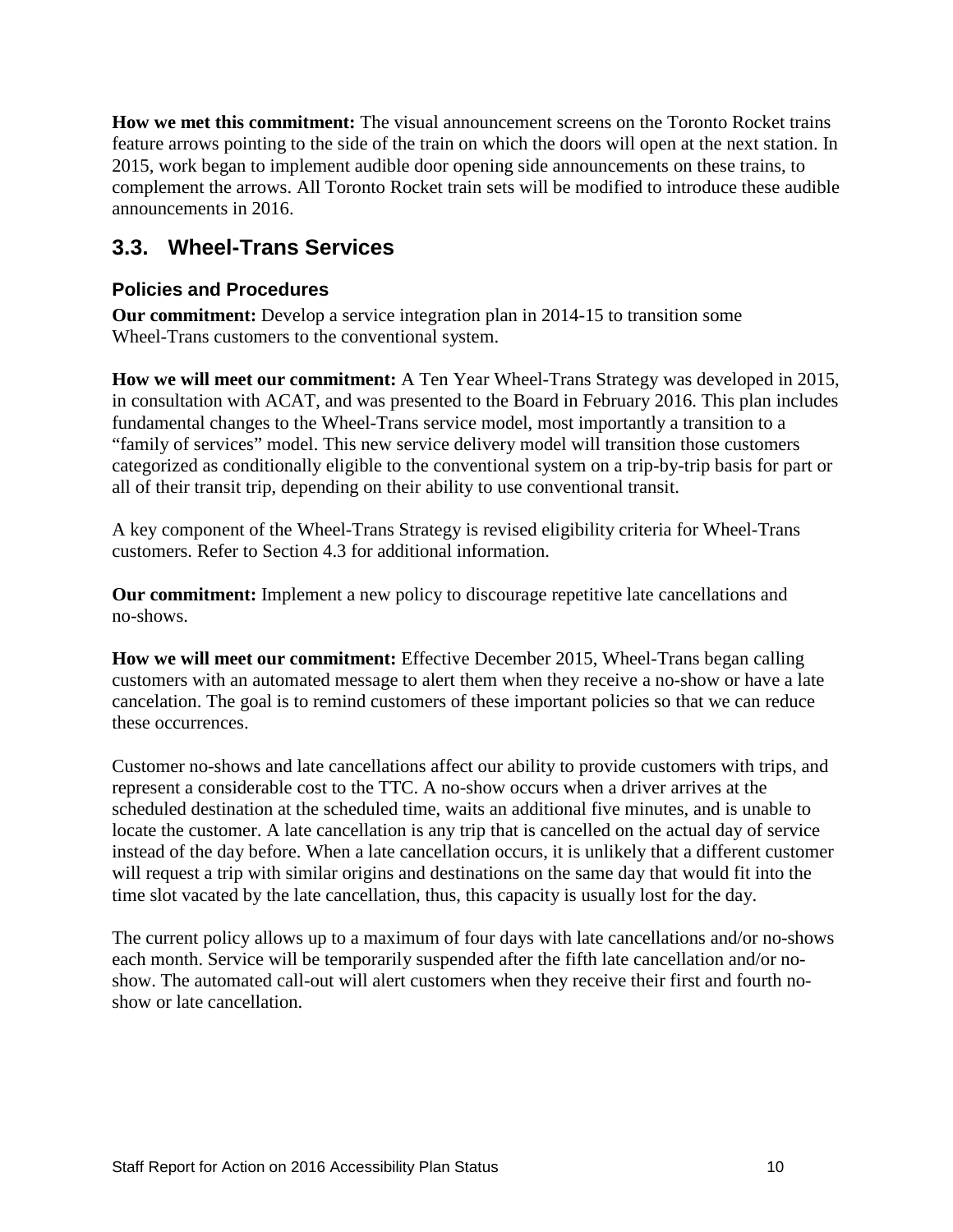**How we met this commitment:** The visual announcement screens on the Toronto Rocket trains feature arrows pointing to the side of the train on which the doors will open at the next station. In 2015, work began to implement audible door opening side announcements on these trains, to complement the arrows. All Toronto Rocket train sets will be modified to introduce these audible announcements in 2016.

## 3.3. Wheel-Trans Services

### Policies and Procedures

**Our commitment:** Develop a service integration plan in 2014-15 to transition some Wheel-Trans customers to the conventional system.

**How we will meet our commitment:** A Ten Year Wheel-Trans Strategy was developed in 2015, in consultation with ACAT, and was presented to the Board in February 2016. This plan includes fundamental changes to the Wheel-Trans service model, most importantly a transition to a "family of services" model. This new service delivery model will transition those customers categorized as conditionally eligible to the conventional system on a trip-by-trip basis for part or all of their transit trip, depending on their ability to use conventional transit.

A key component of the Wheel-Trans Strategy is revised eligibility criteria for Wheel-Trans customers. Refer to Section 4.3 for additional information.

**Our commitment:** Implement a new policy to discourage repetitive late cancellations and no-shows.

**How we will meet our commitment:** Effective December 2015, Wheel-Trans began calling customers with an automated message to alert them when they receive a no-show or have a late cancelation. The goal is to remind customers of these important policies so that we can reduce these occurrences.

Customer no-shows and late cancellations affect our ability to provide customers with trips, and represent a considerable cost to the TTC. A no-show occurs when a driver arrives at the scheduled destination at the scheduled time, waits an additional five minutes, and is unable to locate the customer. A late cancellation is any trip that is cancelled on the actual day of service instead of the day before. When a late cancellation occurs, it is unlikely that a different customer will request a trip with similar origins and destinations on the same day that would fit into the time slot vacated by the late cancellation, thus, this capacity is usually lost for the day.

The current policy allows up to a maximum of four days with late cancellations and/or no-shows each month. Service will be temporarily suspended after the fifth late cancellation and/or no-show. The automated call-out will alert customers when they receive their first and fourth no-show or late cancellation.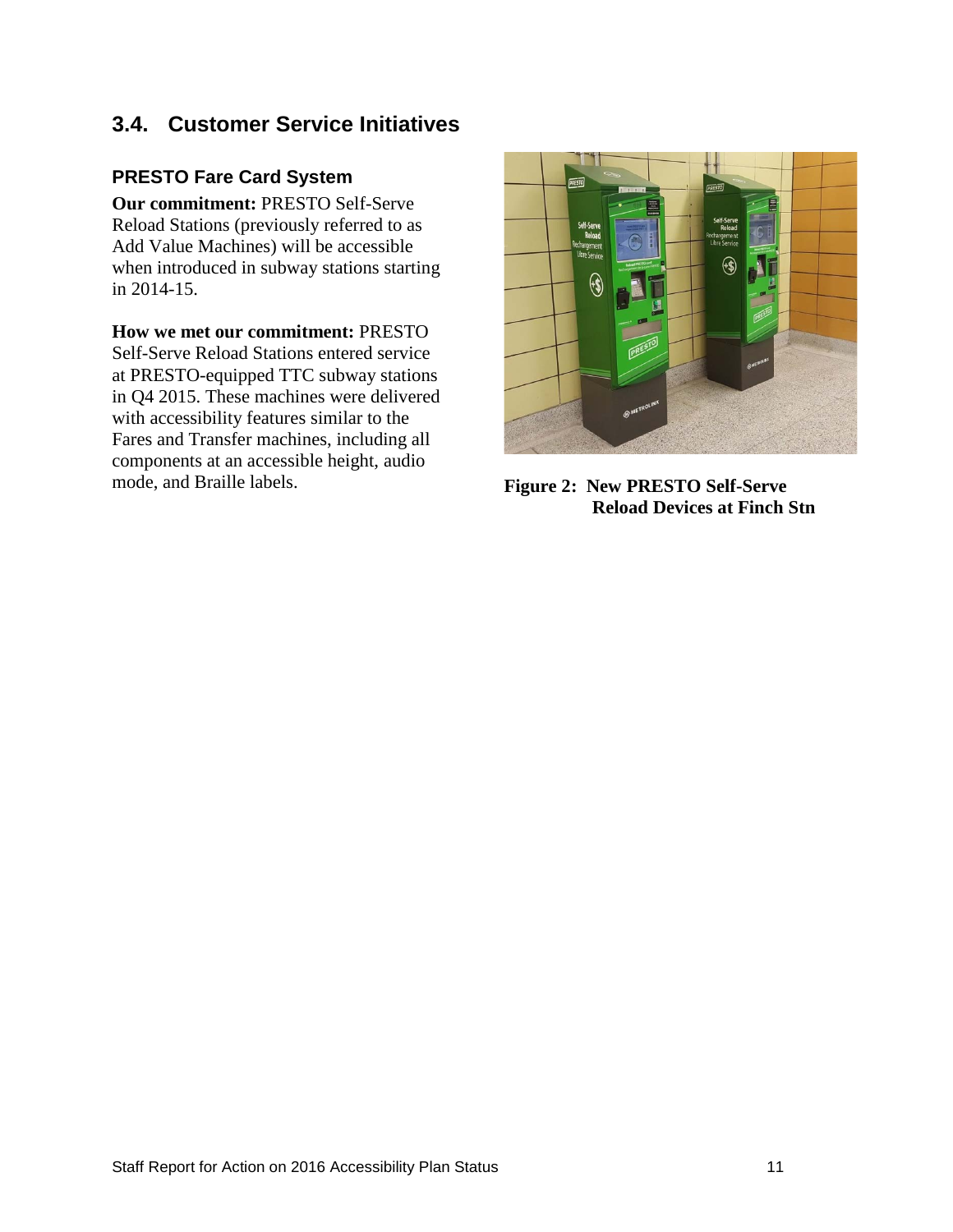## 3.4. Customer Service Initiatives

### PRESTO Fare Card System

**Our commitment:** PRESTO Self-Serve Reload Stations (previously referred to as Add Value Machines) will be accessible when introduced in subway stations starting in 2014-15.

**How we met our commitment:** PRESTO Self-Serve Reload Stations entered service at PRESTO-equipped TTC subway stations in Q4 2015. These machines were delivered with accessibility features similar to the Fares and Transfer machines, including all components at an accessible height, audio mode, and Braille labels.

**Figure 2: New PRESTO Self-Serve Reload Devices at Finch Stn**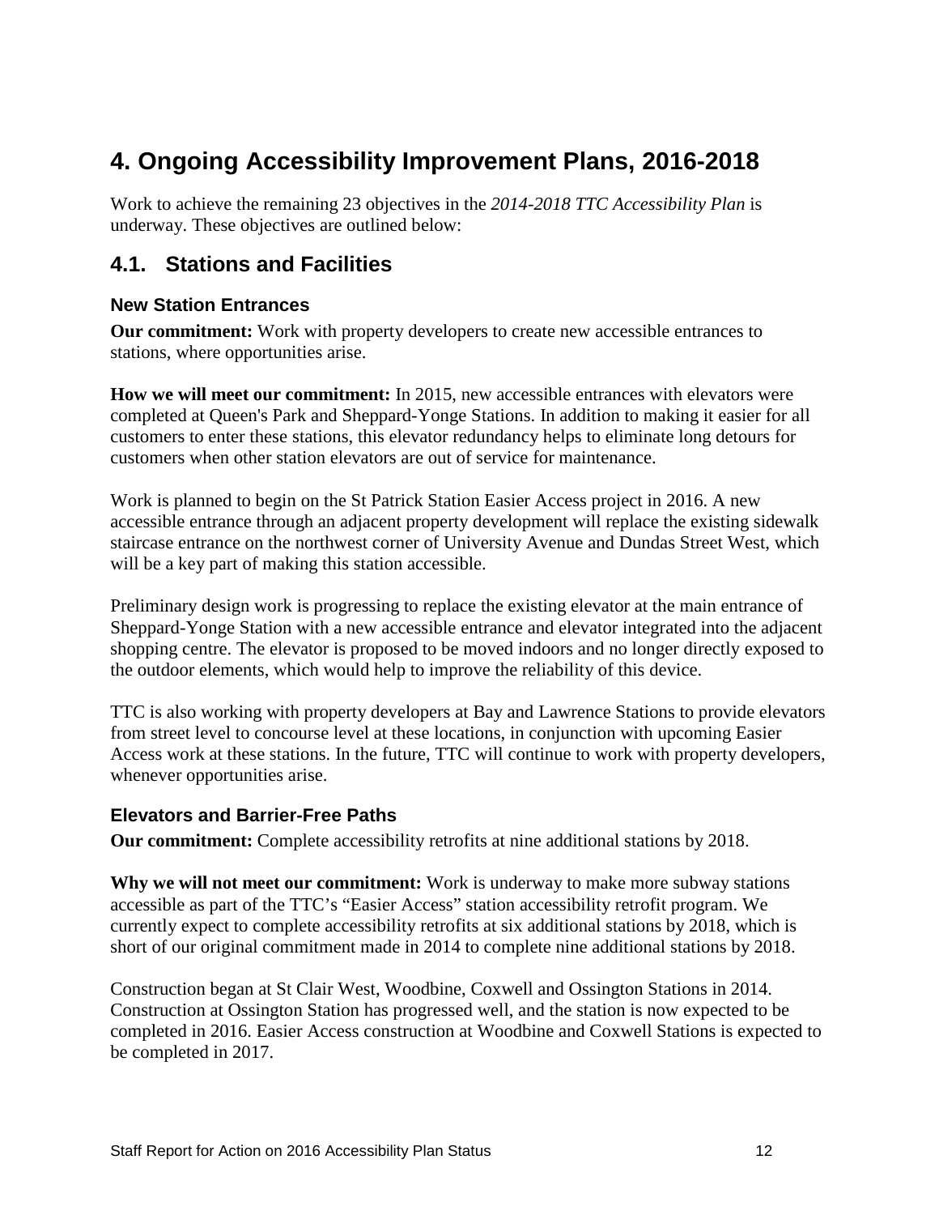# 4. Ongoing Accessibility Improvement Plans, 2016-2018

Work to achieve the remaining 23 objectives in the *2014-2018 TTC Accessibility Plan* is underway. These objectives are outlined below:

## 4.1. Stations and Facilities

### New Station Entrances

**Our commitment:** Work with property developers to create new accessible entrances to stations, where opportunities arise.

**How we will meet our commitment:** In 2015, new accessible entrances with elevators were completed at Queen's Park and Sheppard-Yonge Stations. In addition to making it easier for all customers to enter these stations, this elevator redundancy helps to eliminate long detours for customers when other station elevators are out of service for maintenance.

Work is planned to begin on the St Patrick Station Easier Access project in 2016. A new accessible entrance through an adjacent property development will replace the existing sidewalk staircase entrance on the northwest corner of University Avenue and Dundas Street West, which will be a key part of making this station accessible.

Preliminary design work is progressing to replace the existing elevator at the main entrance of Sheppard-Yonge Station with a new accessible entrance and elevator integrated into the adjacent shopping centre. The elevator is proposed to be moved indoors and no longer directly exposed to the outdoor elements, which would help to improve the reliability of this device.

TTC is also working with property developers at Bay and Lawrence Stations to provide elevators from street level to concourse level at these locations, in conjunction with upcoming Easier Access work at these stations. In the future, TTC will continue to work with property developers, whenever opportunities arise.

### Elevators and Barrier-Free Paths

**Our commitment:** Complete accessibility retrofits at nine additional stations by 2018.

**Why we will not meet our commitment:** Work is underway to make more subway stations accessible as part of the TTC's "Easier Access" station accessibility retrofit program. We currently expect to complete accessibility retrofits at six additional stations by 2018, which is short of our original commitment made in 2014 to complete nine additional stations by 2018.

Construction began at St Clair West, Woodbine, Coxwell and Ossington Stations in 2014. Construction at Ossington Station has progressed well, and the station is now expected to be completed in 2016. Easier Access construction at Woodbine and Coxwell Stations is expected to be completed in 2017.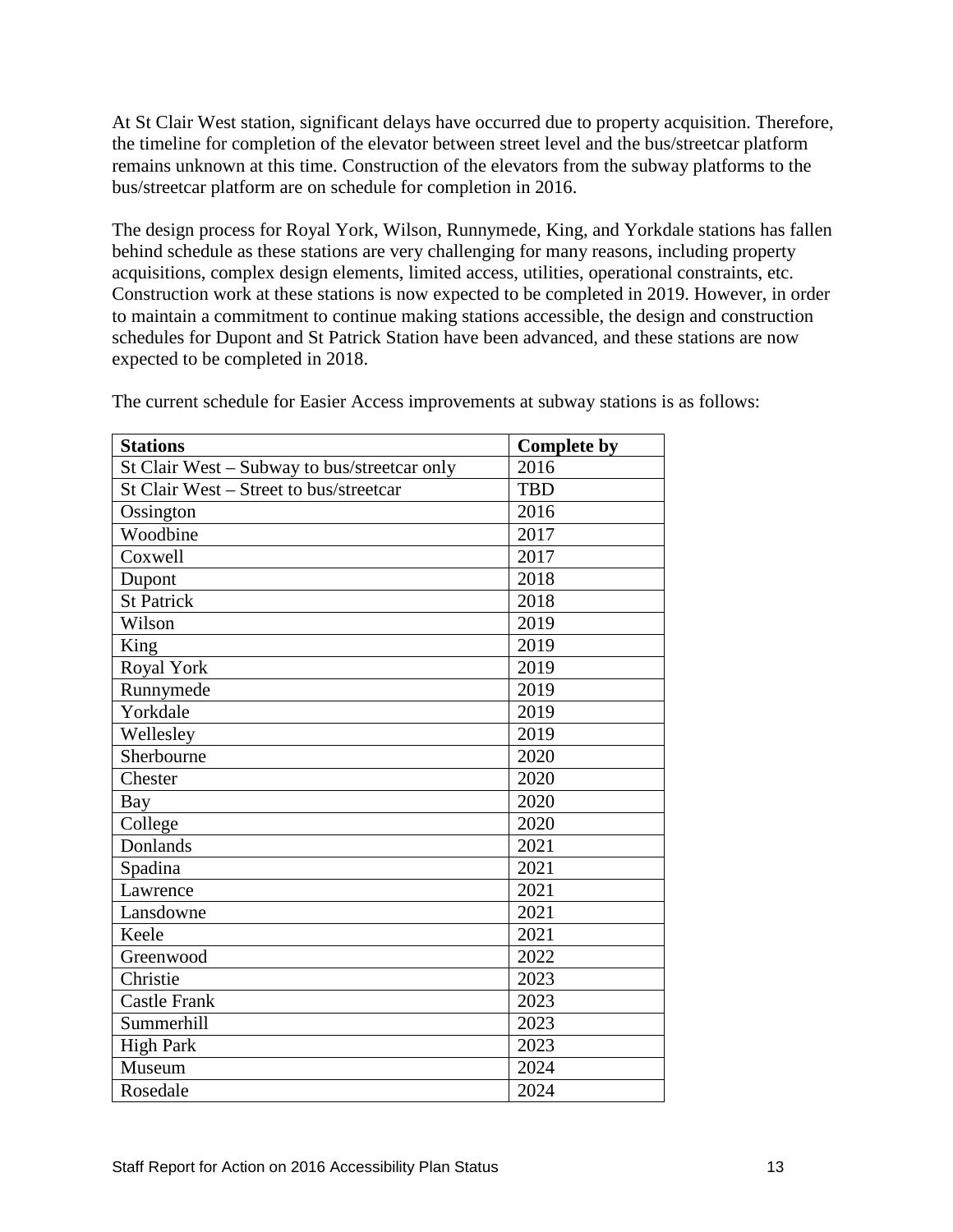At St Clair West station, significant delays have occurred due to property acquisition. Therefore, the timeline for completion of the elevator between street level and the bus/streetcar platform remains unknown at this time. Construction of the elevators from the subway platforms to the bus/streetcar platform are on schedule for completion in 2016.

The design process for Royal York, Wilson, Runnymede, King, and Yorkdale stations has fallen behind schedule as these stations are very challenging for many reasons, including property acquisitions, complex design elements, limited access, utilities, operational constraints, etc. Construction work at these stations is now expected to be completed in 2019. However, in order to maintain a commitment to continue making stations accessible, the design and construction schedules for Dupont and St Patrick Station have been advanced, and these stations are now expected to be completed in 2018.

The current schedule for Easier Access improvements at subway stations is as follows:

| **Stations** | **Complete by** |
| --- | --- |
| St Clair West – Subway to bus/streetcar only | 2016 |
| St Clair West – Street to bus/streetcar | TBD |
| Ossington | 2016 |
| Woodbine | 2017 |
| Coxwell | 2017 |
| Dupont | 2018 |
| St Patrick | 2018 |
| Wilson | 2019 |
| King | 2019 |
| Royal York | 2019 |
| Runnymede | 2019 |
| Yorkdale | 2019 |
| Wellesley | 2019 |
| Sherbourne | 2020 |
| Chester | 2020 |
| Bay | 2020 |
| College | 2020 |
| Donlands | 2021 |
| Spadina | 2021 |
| Lawrence | 2021 |
| Lansdowne | 2021 |
| Keele | 2021 |
| Greenwood | 2022 |
| Christie | 2023 |
| Castle Frank | 2023 |
| Summerhill | 2023 |
| High Park | 2023 |
| Museum | 2024 |
| Rosedale | 2024 |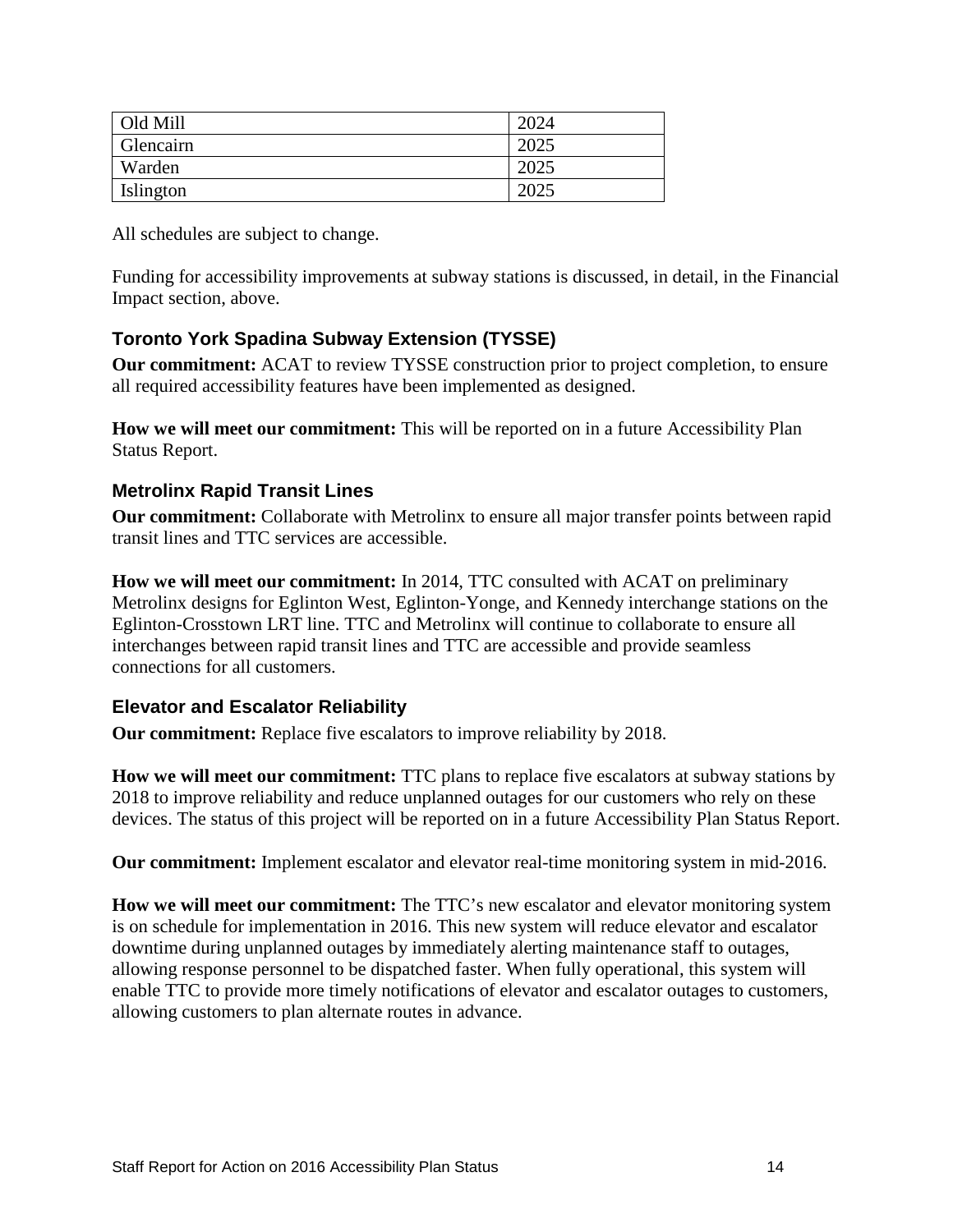| Old Mill | 2024 |
|---|---|
| Glencairn | 2025 |
| Warden | 2025 |
| Islington | 2025 |

All schedules are subject to change.

Funding for accessibility improvements at subway stations is discussed, in detail, in the Financial Impact section, above.

### Toronto York Spadina Subway Extension (TYSSE)

**Our commitment:** ACAT to review TYSSE construction prior to project completion, to ensure all required accessibility features have been implemented as designed.

**How we will meet our commitment:** This will be reported on in a future Accessibility Plan Status Report.

### Metrolinx Rapid Transit Lines

**Our commitment:** Collaborate with Metrolinx to ensure all major transfer points between rapid transit lines and TTC services are accessible.

**How we will meet our commitment:** In 2014, TTC consulted with ACAT on preliminary Metrolinx designs for Eglinton West, Eglinton-Yonge, and Kennedy interchange stations on the Eglinton-Crosstown LRT line. TTC and Metrolinx will continue to collaborate to ensure all interchanges between rapid transit lines and TTC are accessible and provide seamless connections for all customers.

### Elevator and Escalator Reliability

**Our commitment:** Replace five escalators to improve reliability by 2018.

**How we will meet our commitment:** TTC plans to replace five escalators at subway stations by 2018 to improve reliability and reduce unplanned outages for our customers who rely on these devices. The status of this project will be reported on in a future Accessibility Plan Status Report.

**Our commitment:** Implement escalator and elevator real-time monitoring system in mid-2016.

**How we will meet our commitment:** The TTC's new escalator and elevator monitoring system is on schedule for implementation in 2016. This new system will reduce elevator and escalator downtime during unplanned outages by immediately alerting maintenance staff to outages, allowing response personnel to be dispatched faster. When fully operational, this system will enable TTC to provide more timely notifications of elevator and escalator outages to customers, allowing customers to plan alternate routes in advance.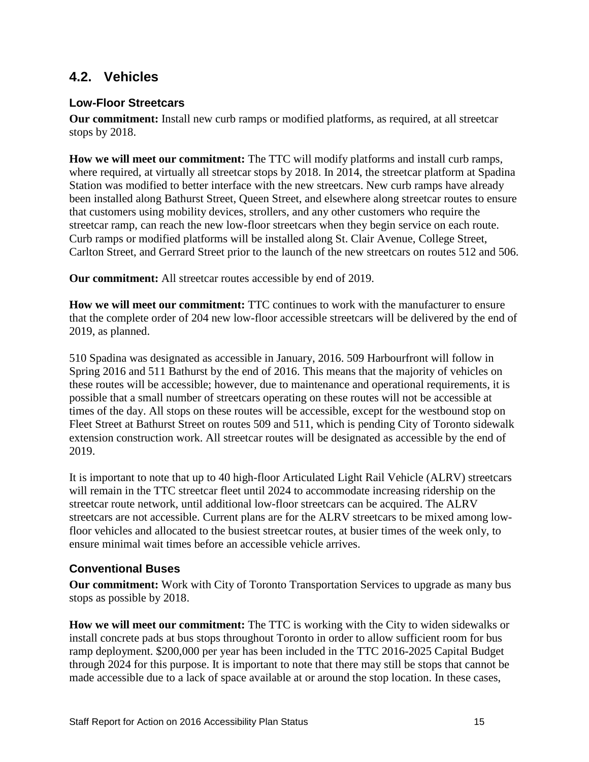## 4.2. Vehicles

### Low-Floor Streetcars

**Our commitment:** Install new curb ramps or modified platforms, as required, at all streetcar stops by 2018.

**How we will meet our commitment:** The TTC will modify platforms and install curb ramps, where required, at virtually all streetcar stops by 2018. In 2014, the streetcar platform at Spadina Station was modified to better interface with the new streetcars. New curb ramps have already been installed along Bathurst Street, Queen Street, and elsewhere along streetcar routes to ensure that customers using mobility devices, strollers, and any other customers who require the streetcar ramp, can reach the new low-floor streetcars when they begin service on each route. Curb ramps or modified platforms will be installed along St. Clair Avenue, College Street, Carlton Street, and Gerrard Street prior to the launch of the new streetcars on routes 512 and 506.

**Our commitment:** All streetcar routes accessible by end of 2019.

**How we will meet our commitment:** TTC continues to work with the manufacturer to ensure that the complete order of 204 new low-floor accessible streetcars will be delivered by the end of 2019, as planned.

510 Spadina was designated as accessible in January, 2016. 509 Harbourfront will follow in Spring 2016 and 511 Bathurst by the end of 2016. This means that the majority of vehicles on these routes will be accessible; however, due to maintenance and operational requirements, it is possible that a small number of streetcars operating on these routes will not be accessible at times of the day. All stops on these routes will be accessible, except for the westbound stop on Fleet Street at Bathurst Street on routes 509 and 511, which is pending City of Toronto sidewalk extension construction work. All streetcar routes will be designated as accessible by the end of 2019.

It is important to note that up to 40 high-floor Articulated Light Rail Vehicle (ALRV) streetcars will remain in the TTC streetcar fleet until 2024 to accommodate increasing ridership on the streetcar route network, until additional low-floor streetcars can be acquired. The ALRV streetcars are not accessible. Current plans are for the ALRV streetcars to be mixed among low-floor vehicles and allocated to the busiest streetcar routes, at busier times of the week only, to ensure minimal wait times before an accessible vehicle arrives.

### Conventional Buses

**Our commitment:** Work with City of Toronto Transportation Services to upgrade as many bus stops as possible by 2018.

**How we will meet our commitment:** The TTC is working with the City to widen sidewalks or install concrete pads at bus stops throughout Toronto in order to allow sufficient room for bus ramp deployment. $200,000 per year has been included in the TTC 2016-2025 Capital Budget through 2024 for this purpose. It is important to note that there may still be stops that cannot be made accessible due to a lack of space available at or around the stop location. In these cases,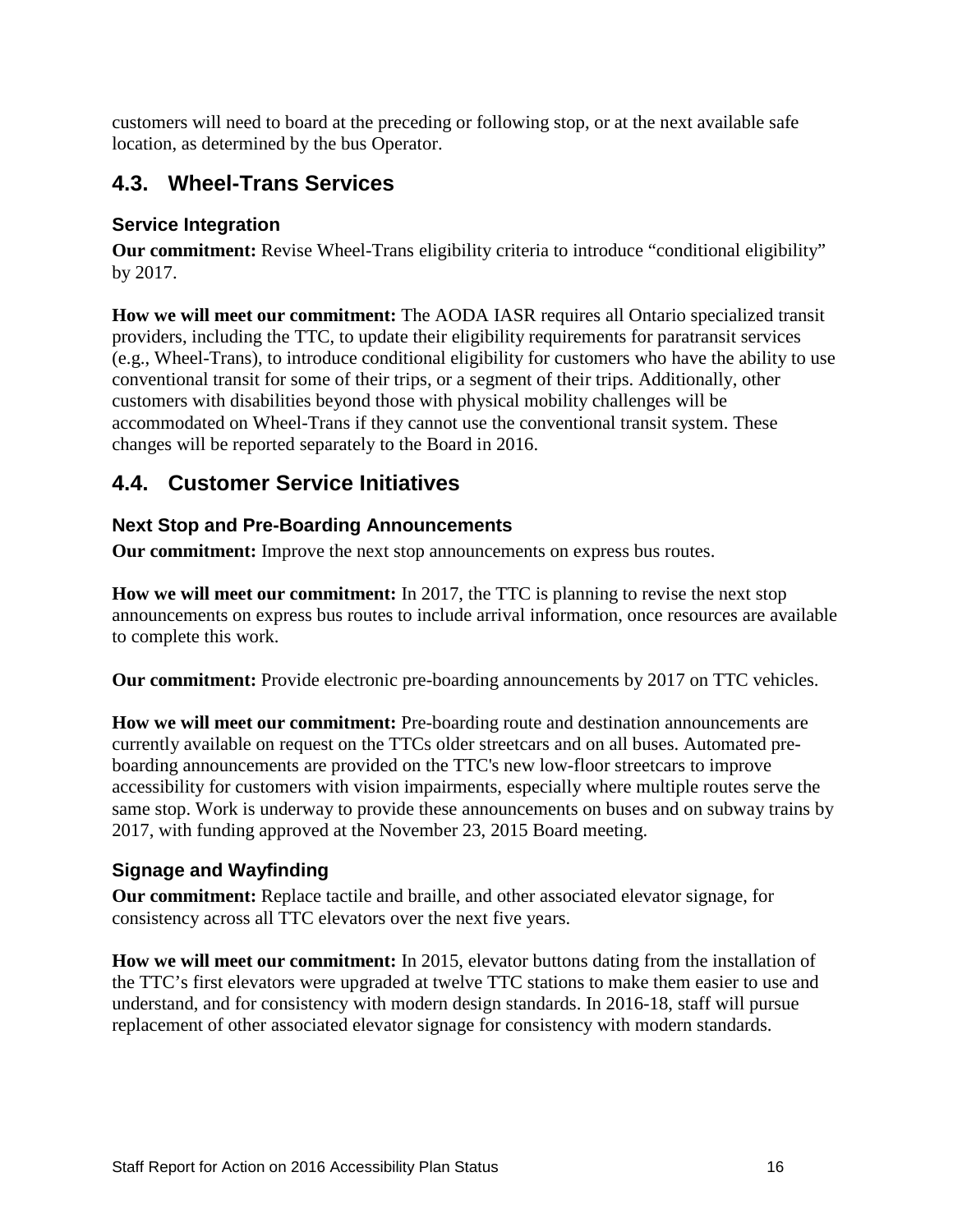customers will need to board at the preceding or following stop, or at the next available safe location, as determined by the bus Operator.

## 4.3. Wheel-Trans Services

### Service Integration

**Our commitment:** Revise Wheel-Trans eligibility criteria to introduce "conditional eligibility" by 2017.

**How we will meet our commitment:** The AODA IASR requires all Ontario specialized transit providers, including the TTC, to update their eligibility requirements for paratransit services (e.g., Wheel-Trans), to introduce conditional eligibility for customers who have the ability to use conventional transit for some of their trips, or a segment of their trips. Additionally, other customers with disabilities beyond those with physical mobility challenges will be accommodated on Wheel-Trans if they cannot use the conventional transit system. These changes will be reported separately to the Board in 2016.

## 4.4. Customer Service Initiatives

### Next Stop and Pre-Boarding Announcements

**Our commitment:** Improve the next stop announcements on express bus routes.

**How we will meet our commitment:** In 2017, the TTC is planning to revise the next stop announcements on express bus routes to include arrival information, once resources are available to complete this work.

**Our commitment:** Provide electronic pre-boarding announcements by 2017 on TTC vehicles.

**How we will meet our commitment:** Pre-boarding route and destination announcements are currently available on request on the TTCs older streetcars and on all buses. Automated pre-boarding announcements are provided on the TTC's new low-floor streetcars to improve accessibility for customers with vision impairments, especially where multiple routes serve the same stop. Work is underway to provide these announcements on buses and on subway trains by 2017, with funding approved at the November 23, 2015 Board meeting.

### Signage and Wayfinding

**Our commitment:** Replace tactile and braille, and other associated elevator signage, for consistency across all TTC elevators over the next five years.

**How we will meet our commitment:** In 2015, elevator buttons dating from the installation of the TTC's first elevators were upgraded at twelve TTC stations to make them easier to use and understand, and for consistency with modern design standards. In 2016-18, staff will pursue replacement of other associated elevator signage for consistency with modern standards.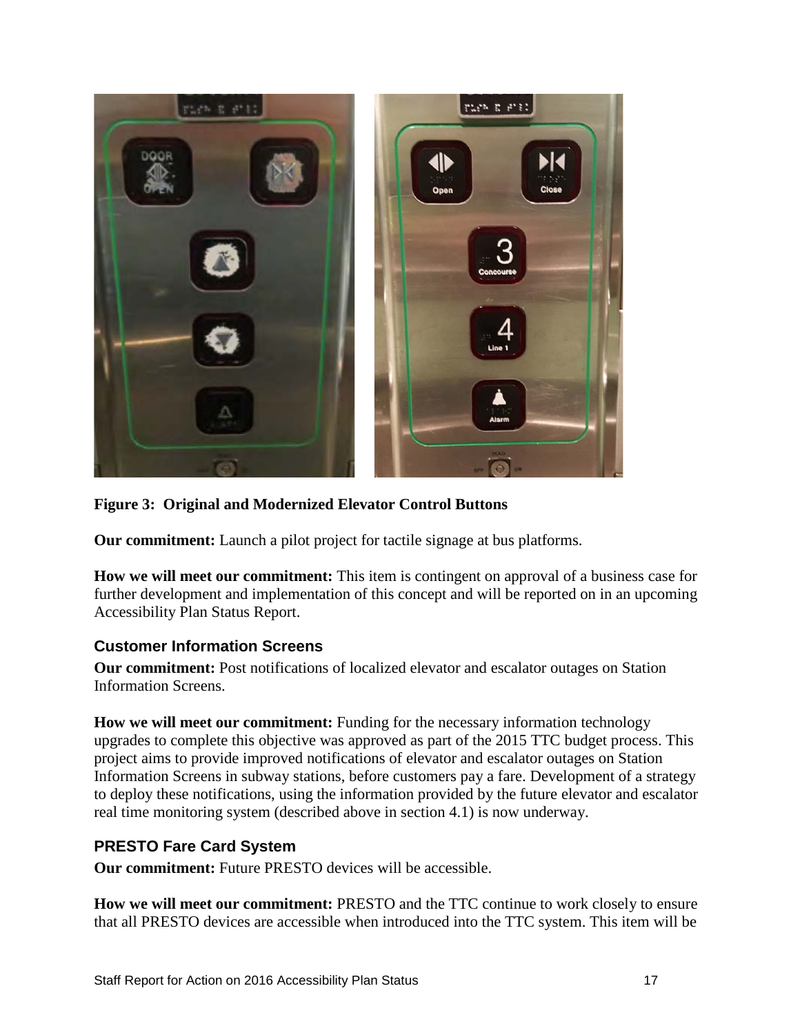**Figure 3: Original and Modernized Elevator Control Buttons**

**Our commitment:** Launch a pilot project for tactile signage at bus platforms.

**How we will meet our commitment:** This item is contingent on approval of a business case for further development and implementation of this concept and will be reported on in an upcoming Accessibility Plan Status Report.

### Customer Information Screens

**Our commitment:** Post notifications of localized elevator and escalator outages on Station Information Screens.

**How we will meet our commitment:** Funding for the necessary information technology upgrades to complete this objective was approved as part of the 2015 TTC budget process. This project aims to provide improved notifications of elevator and escalator outages on Station Information Screens in subway stations, before customers pay a fare. Development of a strategy to deploy these notifications, using the information provided by the future elevator and escalator real time monitoring system (described above in section 4.1) is now underway.

### PRESTO Fare Card System

**Our commitment:** Future PRESTO devices will be accessible.

**How we will meet our commitment:** PRESTO and the TTC continue to work closely to ensure that all PRESTO devices are accessible when introduced into the TTC system. This item will be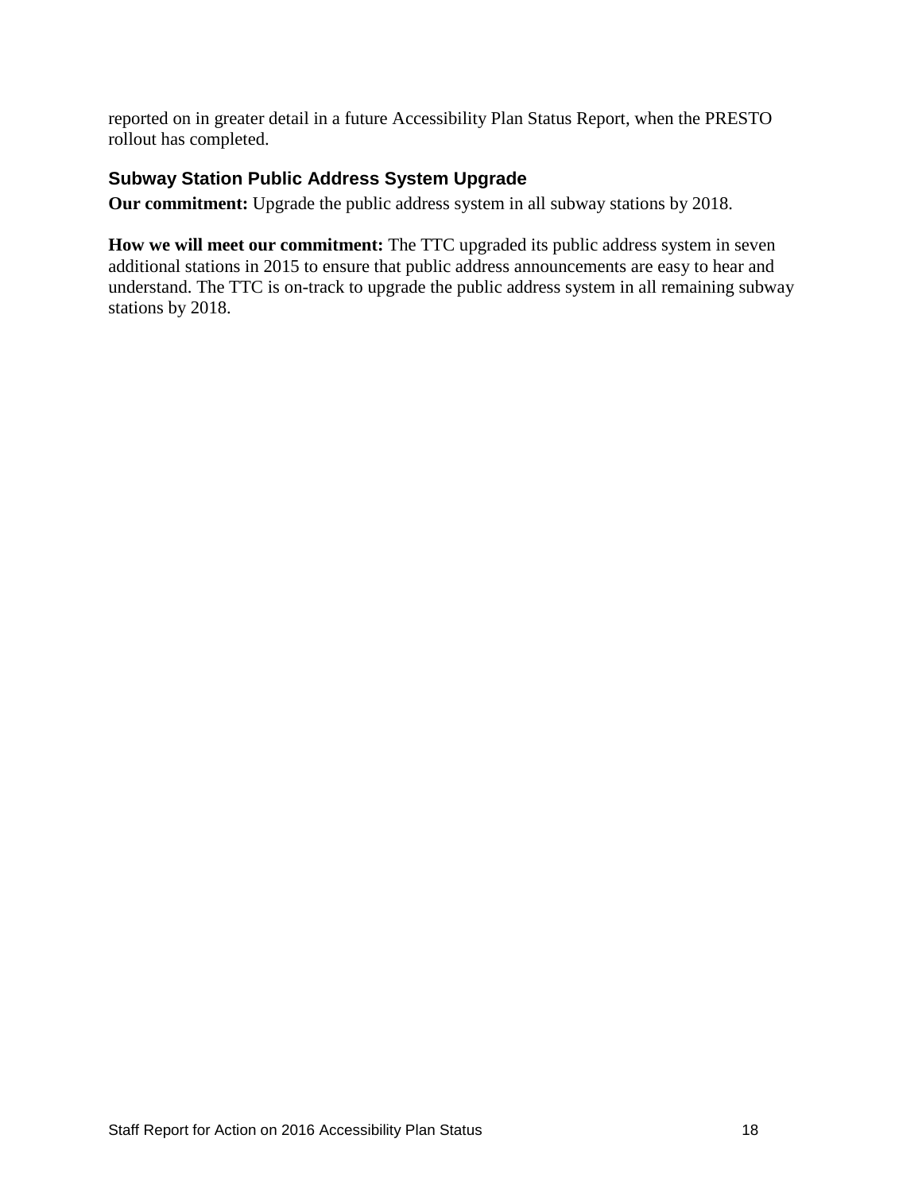reported on in greater detail in a future Accessibility Plan Status Report, when the PRESTO rollout has completed.

### Subway Station Public Address System Upgrade

**Our commitment:** Upgrade the public address system in all subway stations by 2018.

**How we will meet our commitment:** The TTC upgraded its public address system in seven additional stations in 2015 to ensure that public address announcements are easy to hear and understand. The TTC is on-track to upgrade the public address system in all remaining subway stations by 2018.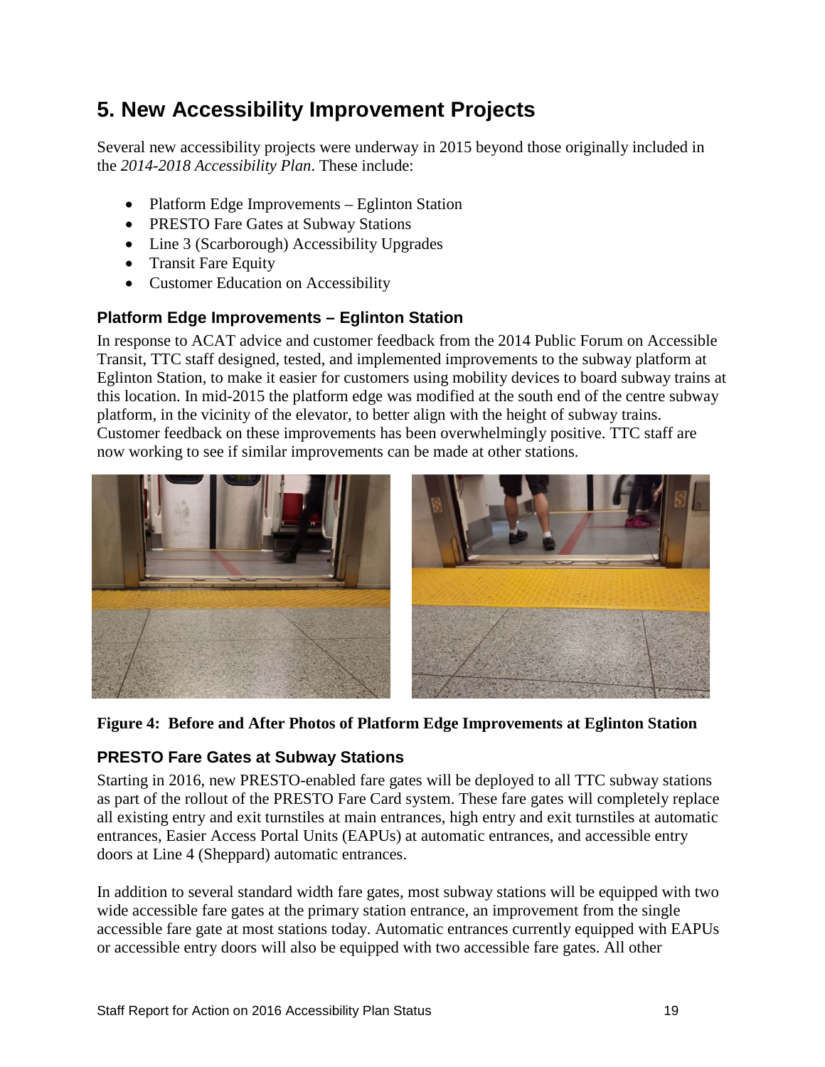## 5. New Accessibility Improvement Projects

Several new accessibility projects were underway in 2015 beyond those originally included in the *2014-2018 Accessibility Plan*. These include:

- Platform Edge Improvements – Eglinton Station
- PRESTO Fare Gates at Subway Stations
- Line 3 (Scarborough) Accessibility Upgrades
- Transit Fare Equity
- Customer Education on Accessibility

### Platform Edge Improvements – Eglinton Station

In response to ACAT advice and customer feedback from the 2014 Public Forum on Accessible Transit, TTC staff designed, tested, and implemented improvements to the subway platform at Eglinton Station, to make it easier for customers using mobility devices to board subway trains at this location. In mid-2015 the platform edge was modified at the south end of the centre subway platform, in the vicinity of the elevator, to better align with the height of subway trains. Customer feedback on these improvements has been overwhelmingly positive. TTC staff are now working to see if similar improvements can be made at other stations.

**Figure 4: Before and After Photos of Platform Edge Improvements at Eglinton Station**

### PRESTO Fare Gates at Subway Stations

Starting in 2016, new PRESTO-enabled fare gates will be deployed to all TTC subway stations as part of the rollout of the PRESTO Fare Card system. These fare gates will completely replace all existing entry and exit turnstiles at main entrances, high entry and exit turnstiles at automatic entrances, Easier Access Portal Units (EAPUs) at automatic entrances, and accessible entry doors at Line 4 (Sheppard) automatic entrances.

In addition to several standard width fare gates, most subway stations will be equipped with two wide accessible fare gates at the primary station entrance, an improvement from the single accessible fare gate at most stations today. Automatic entrances currently equipped with EAPUs or accessible entry doors will also be equipped with two accessible fare gates. All other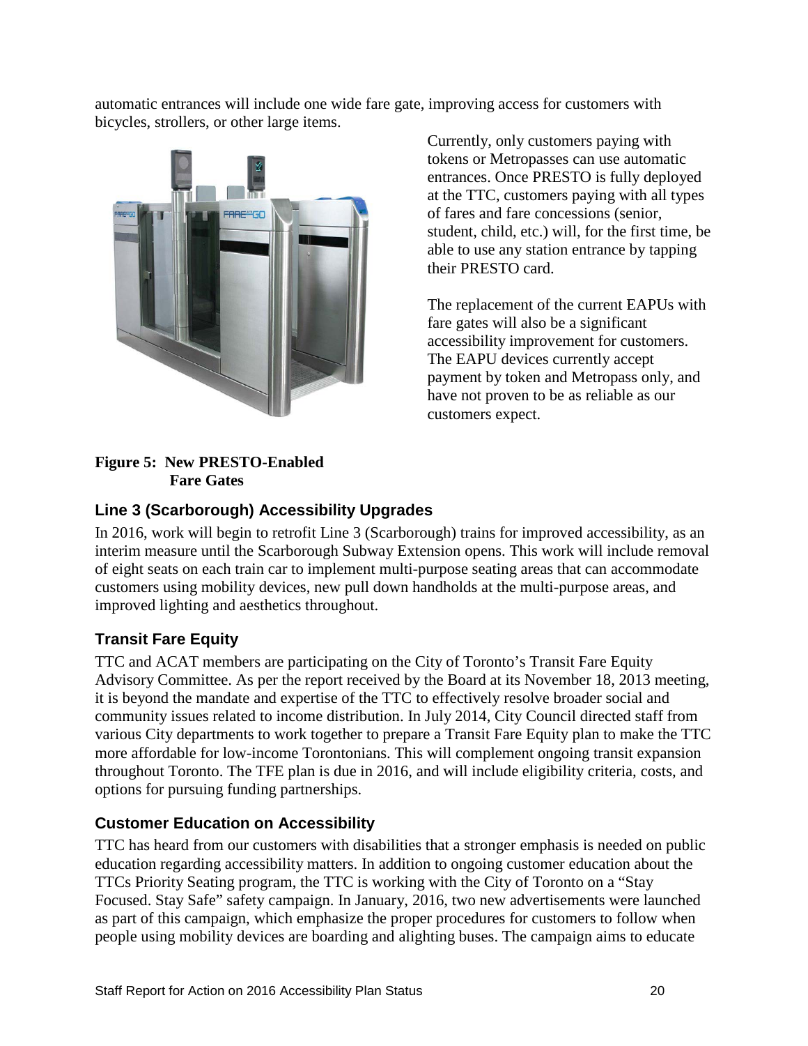automatic entrances will include one wide fare gate, improving access for customers with bicycles, strollers, or other large items.

Currently, only customers paying with tokens or Metropasses can use automatic entrances. Once PRESTO is fully deployed at the TTC, customers paying with all types of fares and fare concessions (senior, student, child, etc.) will, for the first time, be able to use any station entrance by tapping their PRESTO card.

The replacement of the current EAPUs with fare gates will also be a significant accessibility improvement for customers. The EAPU devices currently accept payment by token and Metropass only, and have not proven to be as reliable as our customers expect.

**Figure 5: New PRESTO-Enabled Fare Gates**

### Line 3 (Scarborough) Accessibility Upgrades

In 2016, work will begin to retrofit Line 3 (Scarborough) trains for improved accessibility, as an interim measure until the Scarborough Subway Extension opens. This work will include removal of eight seats on each train car to implement multi-purpose seating areas that can accommodate customers using mobility devices, new pull down handholds at the multi-purpose areas, and improved lighting and aesthetics throughout.

### Transit Fare Equity

TTC and ACAT members are participating on the City of Toronto's Transit Fare Equity Advisory Committee. As per the report received by the Board at its November 18, 2013 meeting, it is beyond the mandate and expertise of the TTC to effectively resolve broader social and community issues related to income distribution. In July 2014, City Council directed staff from various City departments to work together to prepare a Transit Fare Equity plan to make the TTC more affordable for low-income Torontonians. This will complement ongoing transit expansion throughout Toronto. The TFE plan is due in 2016, and will include eligibility criteria, costs, and options for pursuing funding partnerships.

### Customer Education on Accessibility

TTC has heard from our customers with disabilities that a stronger emphasis is needed on public education regarding accessibility matters. In addition to ongoing customer education about the TTCs Priority Seating program, the TTC is working with the City of Toronto on a "Stay Focused. Stay Safe" safety campaign. In January, 2016, two new advertisements were launched as part of this campaign, which emphasize the proper procedures for customers to follow when people using mobility devices are boarding and alighting buses. The campaign aims to educate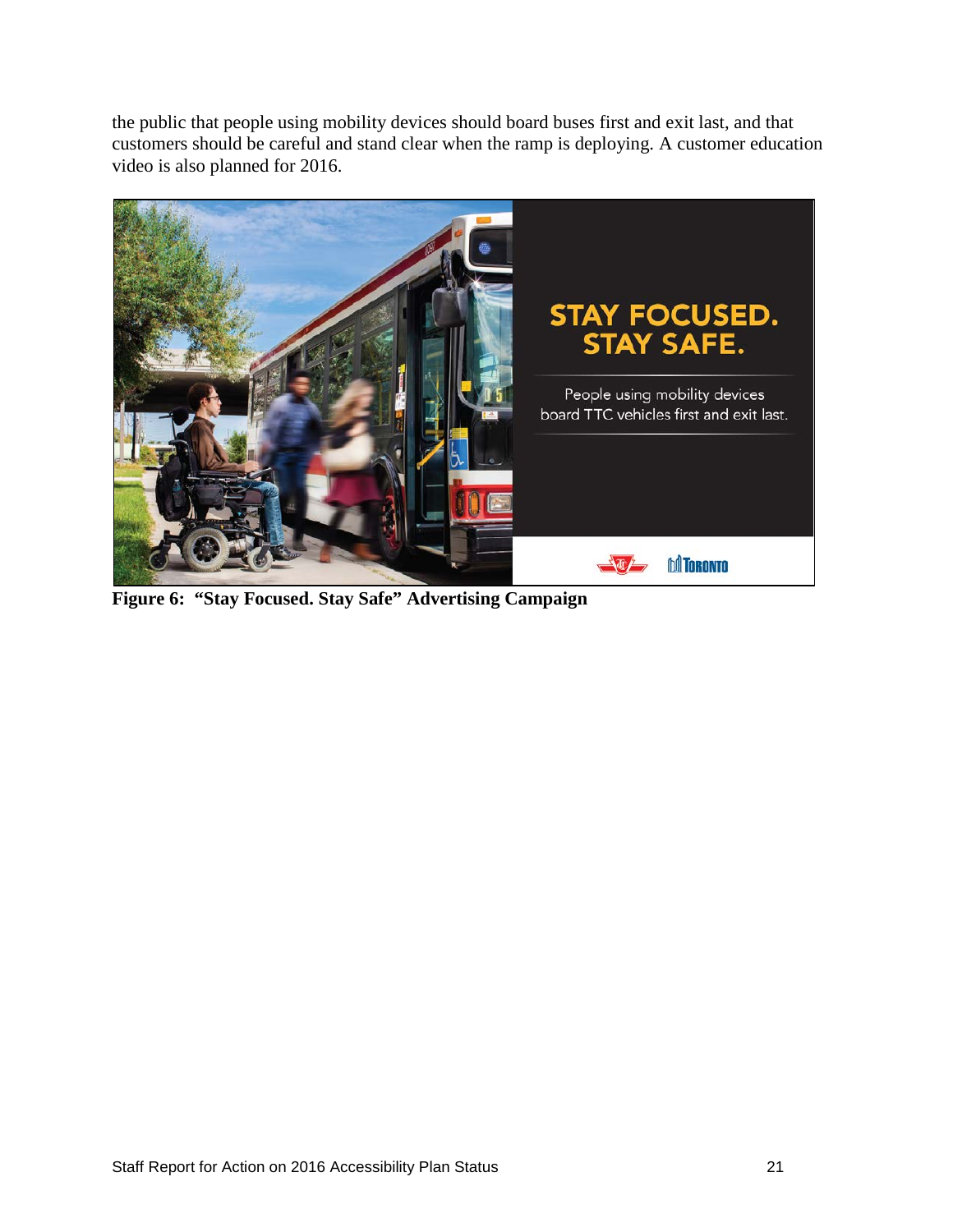the public that people using mobility devices should board buses first and exit last, and that customers should be careful and stand clear when the ramp is deploying. A customer education video is also planned for 2016.

**Figure 6: "Stay Focused. Stay Safe" Advertising Campaign**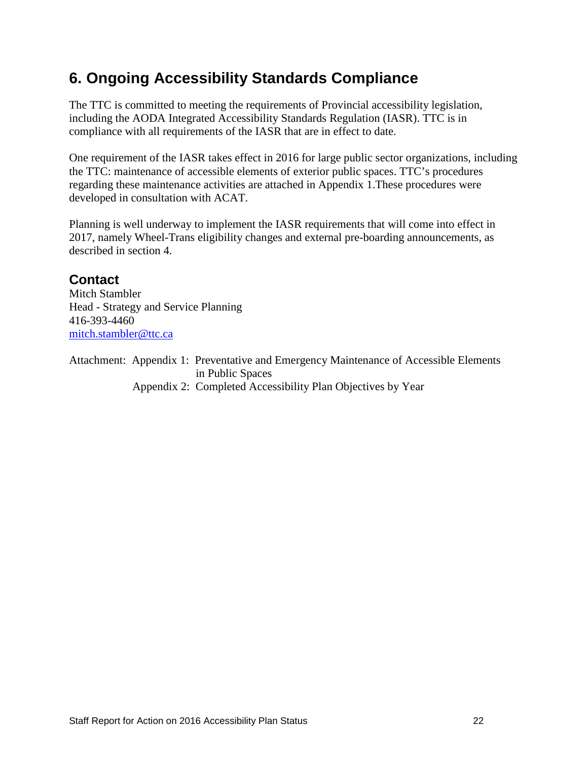## 6. Ongoing Accessibility Standards Compliance

The TTC is committed to meeting the requirements of Provincial accessibility legislation, including the AODA Integrated Accessibility Standards Regulation (IASR). TTC is in compliance with all requirements of the IASR that are in effect to date.

One requirement of the IASR takes effect in 2016 for large public sector organizations, including the TTC: maintenance of accessible elements of exterior public spaces. TTC's procedures regarding these maintenance activities are attached in Appendix 1.These procedures were developed in consultation with ACAT.

Planning is well underway to implement the IASR requirements that will come into effect in 2017, namely Wheel-Trans eligibility changes and external pre-boarding announcements, as described in section 4.

### Contact

Mitch Stambler
Head - Strategy and Service Planning
416-393-4460
mitch.stambler@ttc.ca

Attachment: Appendix 1: Preventative and Emergency Maintenance of Accessible Elements in Public Spaces
Appendix 2: Completed Accessibility Plan Objectives by Year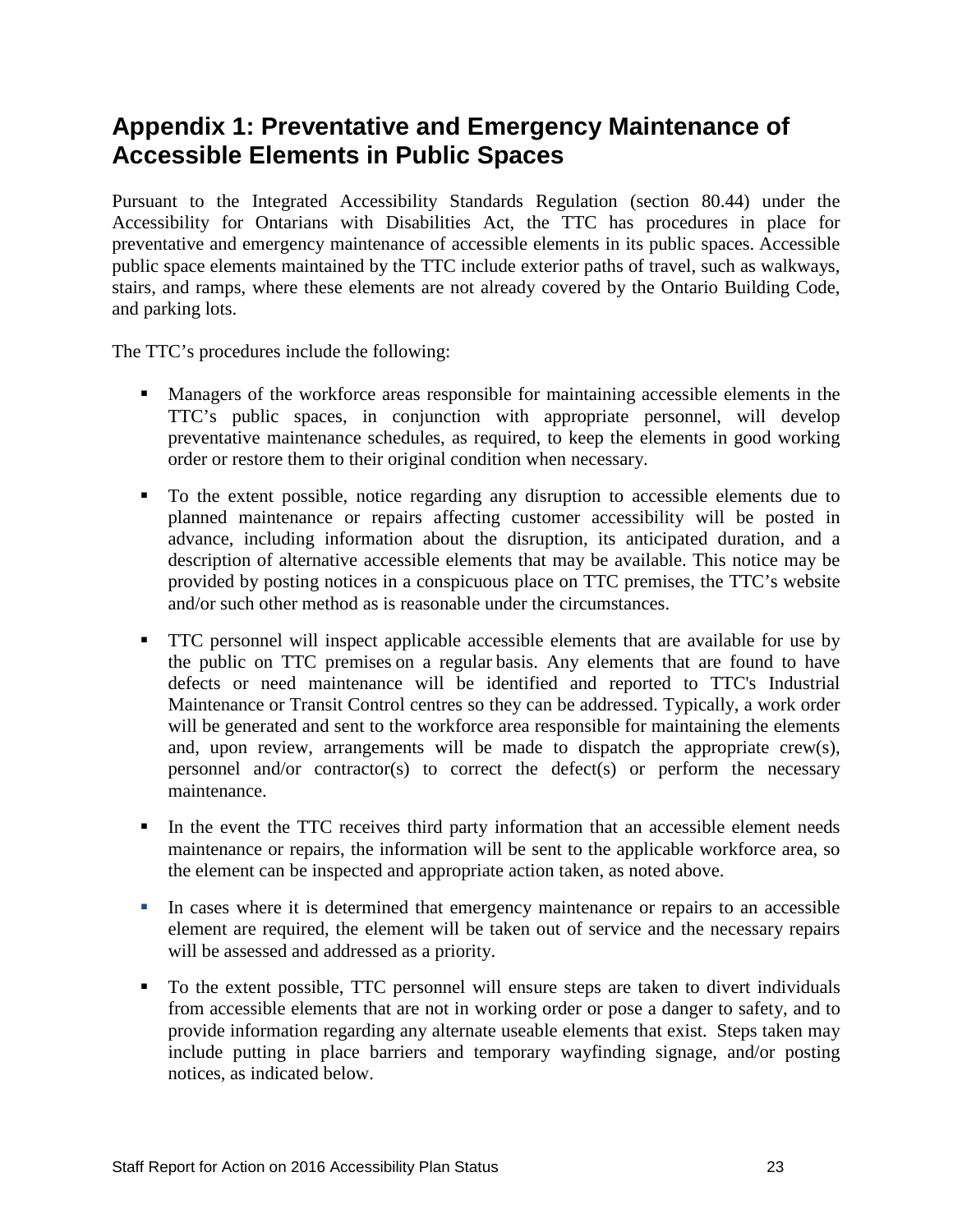## Appendix 1: Preventative and Emergency Maintenance of Accessible Elements in Public Spaces

Pursuant to the Integrated Accessibility Standards Regulation (section 80.44) under the Accessibility for Ontarians with Disabilities Act, the TTC has procedures in place for preventative and emergency maintenance of accessible elements in its public spaces. Accessible public space elements maintained by the TTC include exterior paths of travel, such as walkways, stairs, and ramps, where these elements are not already covered by the Ontario Building Code, and parking lots.

The TTC's procedures include the following:

- Managers of the workforce areas responsible for maintaining accessible elements in the TTC's public spaces, in conjunction with appropriate personnel, will develop preventative maintenance schedules, as required, to keep the elements in good working order or restore them to their original condition when necessary.
- To the extent possible, notice regarding any disruption to accessible elements due to planned maintenance or repairs affecting customer accessibility will be posted in advance, including information about the disruption, its anticipated duration, and a description of alternative accessible elements that may be available. This notice may be provided by posting notices in a conspicuous place on TTC premises, the TTC's website and/or such other method as is reasonable under the circumstances.
- TTC personnel will inspect applicable accessible elements that are available for use by the public on TTC premises on a regular basis. Any elements that are found to have defects or need maintenance will be identified and reported to TTC's Industrial Maintenance or Transit Control centres so they can be addressed. Typically, a work order will be generated and sent to the workforce area responsible for maintaining the elements and, upon review, arrangements will be made to dispatch the appropriate crew(s), personnel and/or contractor(s) to correct the defect(s) or perform the necessary maintenance.
- In the event the TTC receives third party information that an accessible element needs maintenance or repairs, the information will be sent to the applicable workforce area, so the element can be inspected and appropriate action taken, as noted above.
- In cases where it is determined that emergency maintenance or repairs to an accessible element are required, the element will be taken out of service and the necessary repairs will be assessed and addressed as a priority.
- To the extent possible, TTC personnel will ensure steps are taken to divert individuals from accessible elements that are not in working order or pose a danger to safety, and to provide information regarding any alternate useable elements that exist. Steps taken may include putting in place barriers and temporary wayfinding signage, and/or posting notices, as indicated below.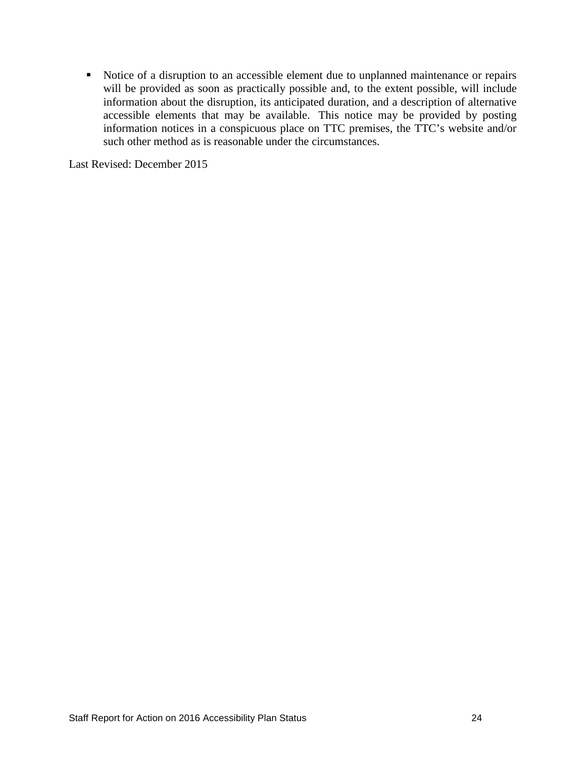- Notice of a disruption to an accessible element due to unplanned maintenance or repairs will be provided as soon as practically possible and, to the extent possible, will include information about the disruption, its anticipated duration, and a description of alternative accessible elements that may be available. This notice may be provided by posting information notices in a conspicuous place on TTC premises, the TTC's website and/or such other method as is reasonable under the circumstances.

Last Revised: December 2015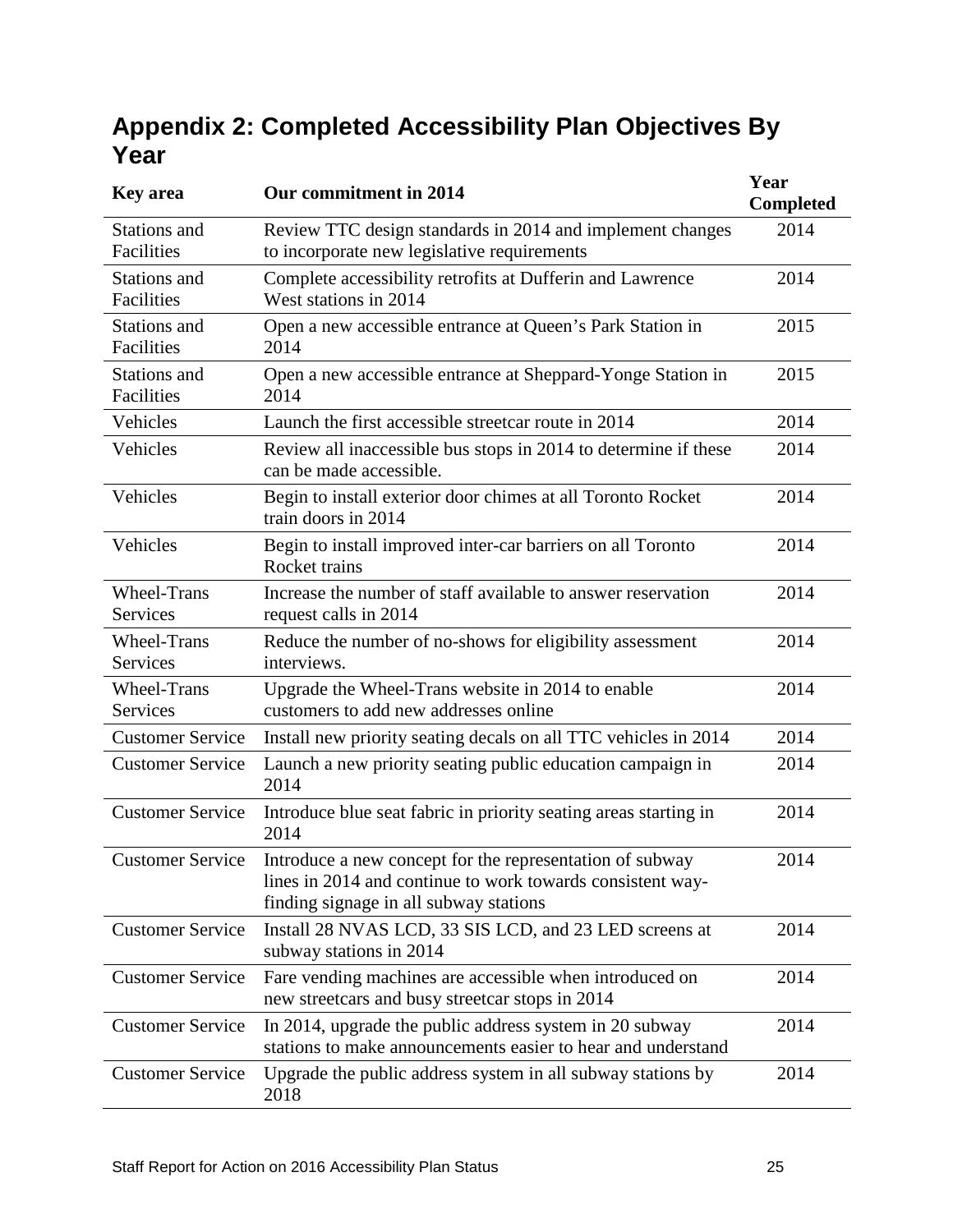## Appendix 2: Completed Accessibility Plan Objectives By Year

| Key area | Our commitment in 2014 | Year Completed |
|---|---|---|
| Stations and Facilities | Review TTC design standards in 2014 and implement changes to incorporate new legislative requirements | 2014 |
| Stations and Facilities | Complete accessibility retrofits at Dufferin and Lawrence West stations in 2014 | 2014 |
| Stations and Facilities | Open a new accessible entrance at Queen's Park Station in 2014 | 2015 |
| Stations and Facilities | Open a new accessible entrance at Sheppard-Yonge Station in 2014 | 2015 |
| Vehicles | Launch the first accessible streetcar route in 2014 | 2014 |
| Vehicles | Review all inaccessible bus stops in 2014 to determine if these can be made accessible. | 2014 |
| Vehicles | Begin to install exterior door chimes at all Toronto Rocket train doors in 2014 | 2014 |
| Vehicles | Begin to install improved inter-car barriers on all Toronto Rocket trains | 2014 |
| Wheel-Trans Services | Increase the number of staff available to answer reservation request calls in 2014 | 2014 |
| Wheel-Trans Services | Reduce the number of no-shows for eligibility assessment interviews. | 2014 |
| Wheel-Trans Services | Upgrade the Wheel-Trans website in 2014 to enable customers to add new addresses online | 2014 |
| Customer Service | Install new priority seating decals on all TTC vehicles in 2014 | 2014 |
| Customer Service | Launch a new priority seating public education campaign in 2014 | 2014 |
| Customer Service | Introduce blue seat fabric in priority seating areas starting in 2014 | 2014 |
| Customer Service | Introduce a new concept for the representation of subway lines in 2014 and continue to work towards consistent way-finding signage in all subway stations | 2014 |
| Customer Service | Install 28 NVAS LCD, 33 SIS LCD, and 23 LED screens at subway stations in 2014 | 2014 |
| Customer Service | Fare vending machines are accessible when introduced on new streetcars and busy streetcar stops in 2014 | 2014 |
| Customer Service | In 2014, upgrade the public address system in 20 subway stations to make announcements easier to hear and understand | 2014 |
| Customer Service | Upgrade the public address system in all subway stations by 2018 | 2014 |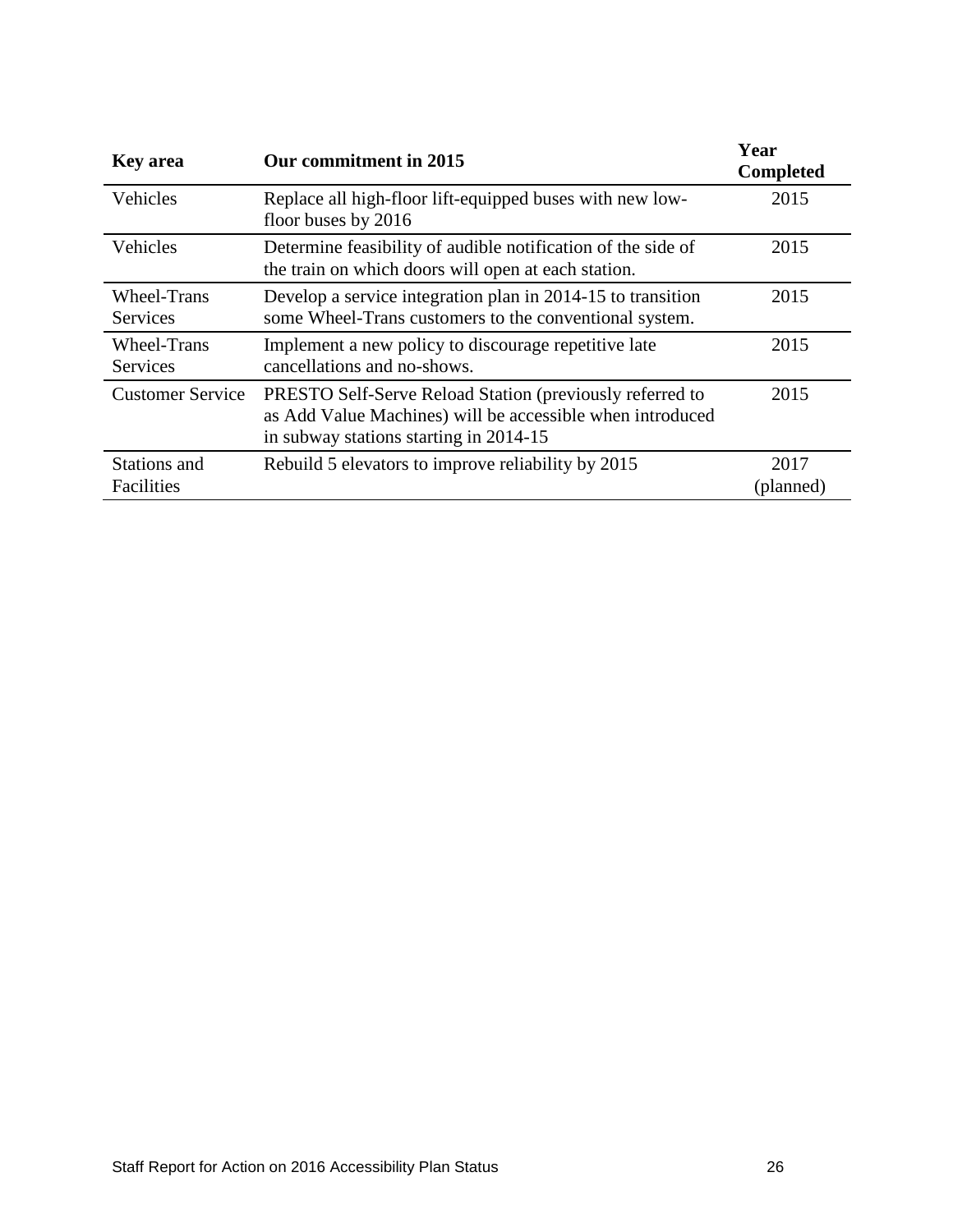| Key area | Our commitment in 2015 | Year Completed |
| --- | --- | --- |
| Vehicles | Replace all high-floor lift-equipped buses with new low-floor buses by 2016 | 2015 |
| Vehicles | Determine feasibility of audible notification of the side of the train on which doors will open at each station. | 2015 |
| Wheel-Trans Services | Develop a service integration plan in 2014-15 to transition some Wheel-Trans customers to the conventional system. | 2015 |
| Wheel-Trans Services | Implement a new policy to discourage repetitive late cancellations and no-shows. | 2015 |
| Customer Service | PRESTO Self-Serve Reload Station (previously referred to as Add Value Machines) will be accessible when introduced in subway stations starting in 2014-15 | 2015 |
| Stations and Facilities | Rebuild 5 elevators to improve reliability by 2015 | 2017 (planned) |